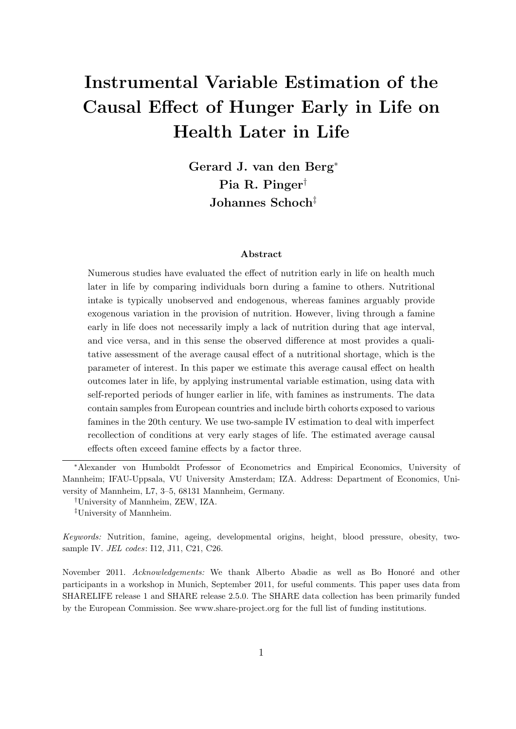# Instrumental Variable Estimation of the Causal Effect of Hunger Early in Life on Health Later in Life

**Gerard J. van den Berg***
**Pia R. Pinger†**
**Johannes Schoch‡**

### Abstract

Numerous studies have evaluated the effect of nutrition early in life on health much later in life by comparing individuals born during a famine to others. Nutritional intake is typically unobserved and endogenous, whereas famines arguably provide exogenous variation in the provision of nutrition. However, living through a famine early in life does not necessarily imply a lack of nutrition during that age interval, and vice versa, and in this sense the observed difference at most provides a qualitative assessment of the average causal effect of a nutritional shortage, which is the parameter of interest. In this paper we estimate this average causal effect on health outcomes later in life, by applying instrumental variable estimation, using data with self-reported periods of hunger earlier in life, with famines as instruments. The data contain samples from European countries and include birth cohorts exposed to various famines in the 20th century. We use two-sample IV estimation to deal with imperfect recollection of conditions at very early stages of life. The estimated average causal effects often exceed famine effects by a factor three.

---

*Alexander von Humboldt Professor of Econometrics and Empirical Economics, University of Mannheim; IFAU-Uppsala, VU University Amsterdam; IZA. Address: Department of Economics, University of Mannheim, L7, 3–5, 68131 Mannheim, Germany.

†University of Mannheim, ZEW, IZA.

‡University of Mannheim.

*Keywords:* Nutrition, famine, ageing, developmental origins, height, blood pressure, obesity, two-sample IV. *JEL codes*: I12, J11, C21, C26.

November 2011. *Acknowledgements:* We thank Alberto Abadie as well as Bo Honoré and other participants in a workshop in Munich, September 2011, for useful comments. This paper uses data from SHARELIFE release 1 and SHARE release 2.5.0. The SHARE data collection has been primarily funded by the European Commission. See www.share-project.org for the full list of funding institutions.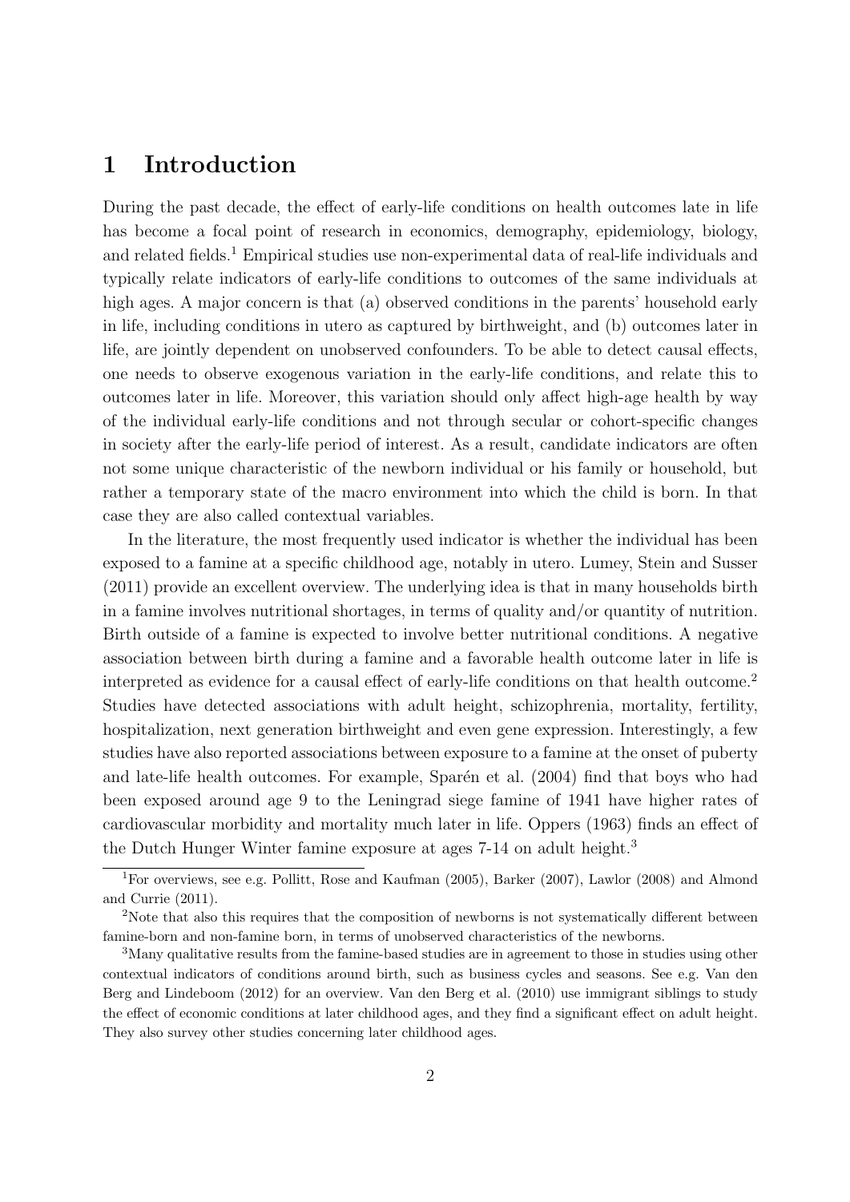# 1 Introduction

During the past decade, the effect of early-life conditions on health outcomes late in life has become a focal point of research in economics, demography, epidemiology, biology, and related fields.[1] Empirical studies use non-experimental data of real-life individuals and typically relate indicators of early-life conditions to outcomes of the same individuals at high ages. A major concern is that (a) observed conditions in the parents' household early in life, including conditions in utero as captured by birthweight, and (b) outcomes later in life, are jointly dependent on unobserved confounders. To be able to detect causal effects, one needs to observe exogenous variation in the early-life conditions, and relate this to outcomes later in life. Moreover, this variation should only affect high-age health by way of the individual early-life conditions and not through secular or cohort-specific changes in society after the early-life period of interest. As a result, candidate indicators are often not some unique characteristic of the newborn individual or his family or household, but rather a temporary state of the macro environment into which the child is born. In that case they are also called contextual variables.

In the literature, the most frequently used indicator is whether the individual has been exposed to a famine at a specific childhood age, notably in utero. Lumey, Stein and Susser (2011) provide an excellent overview. The underlying idea is that in many households birth in a famine involves nutritional shortages, in terms of quality and/or quantity of nutrition. Birth outside of a famine is expected to involve better nutritional conditions. A negative association between birth during a famine and a favorable health outcome later in life is interpreted as evidence for a causal effect of early-life conditions on that health outcome.[2] Studies have detected associations with adult height, schizophrenia, mortality, fertility, hospitalization, next generation birthweight and even gene expression. Interestingly, a few studies have also reported associations between exposure to a famine at the onset of puberty and late-life health outcomes. For example, Sparén et al. (2004) find that boys who had been exposed around age 9 to the Leningrad siege famine of 1941 have higher rates of cardiovascular morbidity and mortality much later in life. Oppers (1963) finds an effect of the Dutch Hunger Winter famine exposure at ages 7-14 on adult height.[3]

[1] For overviews, see e.g. Pollitt, Rose and Kaufman (2005), Barker (2007), Lawlor (2008) and Almond and Currie (2011).

[2] Note that also this requires that the composition of newborns is not systematically different between famine-born and non-famine born, in terms of unobserved characteristics of the newborns.

[3] Many qualitative results from the famine-based studies are in agreement to those in studies using other contextual indicators of conditions around birth, such as business cycles and seasons. See e.g. Van den Berg and Lindeboom (2012) for an overview. Van den Berg et al. (2010) use immigrant siblings to study the effect of economic conditions at later childhood ages, and they find a significant effect on adult height. They also survey other studies concerning later childhood ages.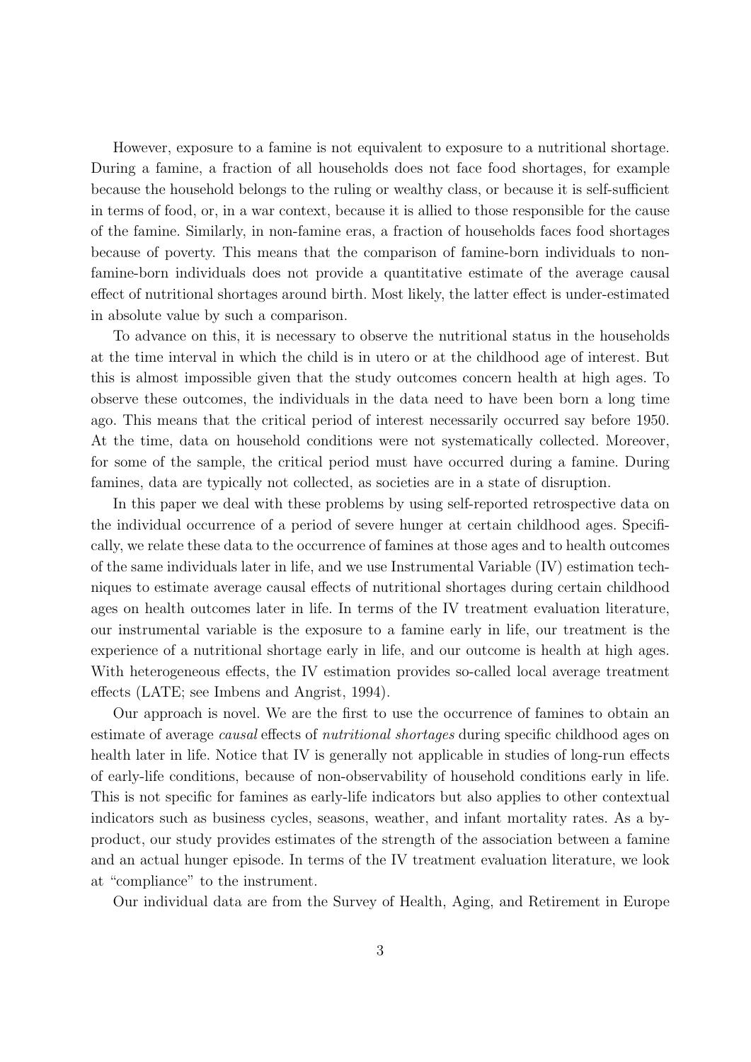However, exposure to a famine is not equivalent to exposure to a nutritional shortage. During a famine, a fraction of all households does not face food shortages, for example because the household belongs to the ruling or wealthy class, or because it is self-sufficient in terms of food, or, in a war context, because it is allied to those responsible for the cause of the famine. Similarly, in non-famine eras, a fraction of households faces food shortages because of poverty. This means that the comparison of famine-born individuals to non-famine-born individuals does not provide a quantitative estimate of the average causal effect of nutritional shortages around birth. Most likely, the latter effect is under-estimated in absolute value by such a comparison.

To advance on this, it is necessary to observe the nutritional status in the households at the time interval in which the child is in utero or at the childhood age of interest. But this is almost impossible given that the study outcomes concern health at high ages. To observe these outcomes, the individuals in the data need to have been born a long time ago. This means that the critical period of interest necessarily occurred say before 1950. At the time, data on household conditions were not systematically collected. Moreover, for some of the sample, the critical period must have occurred during a famine. During famines, data are typically not collected, as societies are in a state of disruption.

In this paper we deal with these problems by using self-reported retrospective data on the individual occurrence of a period of severe hunger at certain childhood ages. Specifically, we relate these data to the occurrence of famines at those ages and to health outcomes of the same individuals later in life, and we use Instrumental Variable (IV) estimation techniques to estimate average causal effects of nutritional shortages during certain childhood ages on health outcomes later in life. In terms of the IV treatment evaluation literature, our instrumental variable is the exposure to a famine early in life, our treatment is the experience of a nutritional shortage early in life, and our outcome is health at high ages. With heterogeneous effects, the IV estimation provides so-called local average treatment effects (LATE; see Imbens and Angrist, 1994).

Our approach is novel. We are the first to use the occurrence of famines to obtain an estimate of average *causal* effects of *nutritional shortages* during specific childhood ages on health later in life. Notice that IV is generally not applicable in studies of long-run effects of early-life conditions, because of non-observability of household conditions early in life. This is not specific for famines as early-life indicators but also applies to other contextual indicators such as business cycles, seasons, weather, and infant mortality rates. As a by-product, our study provides estimates of the strength of the association between a famine and an actual hunger episode. In terms of the IV treatment evaluation literature, we look at "compliance" to the instrument.

Our individual data are from the Survey of Health, Aging, and Retirement in Europe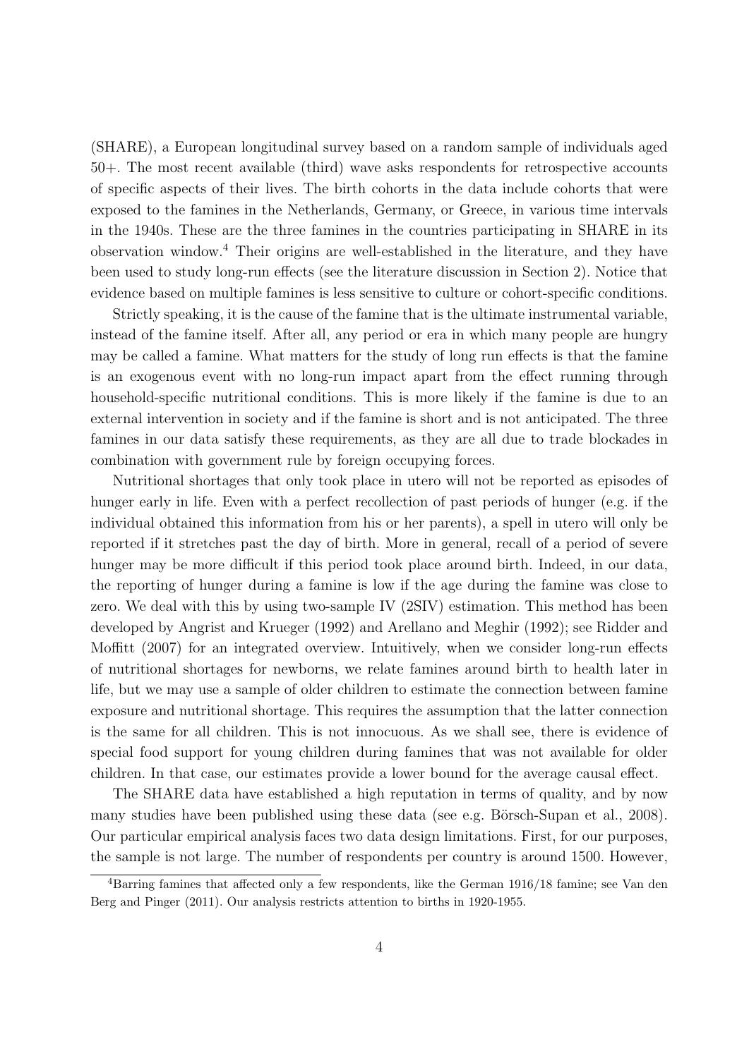(SHARE), a European longitudinal survey based on a random sample of individuals aged 50+. The most recent available (third) wave asks respondents for retrospective accounts of specific aspects of their lives. The birth cohorts in the data include cohorts that were exposed to the famines in the Netherlands, Germany, or Greece, in various time intervals in the 1940s. These are the three famines in the countries participating in SHARE in its observation window.[4] Their origins are well-established in the literature, and they have been used to study long-run effects (see the literature discussion in Section 2). Notice that evidence based on multiple famines is less sensitive to culture or cohort-specific conditions.

Strictly speaking, it is the cause of the famine that is the ultimate instrumental variable, instead of the famine itself. After all, any period or era in which many people are hungry may be called a famine. What matters for the study of long run effects is that the famine is an exogenous event with no long-run impact apart from the effect running through household-specific nutritional conditions. This is more likely if the famine is due to an external intervention in society and if the famine is short and is not anticipated. The three famines in our data satisfy these requirements, as they are all due to trade blockades in combination with government rule by foreign occupying forces.

Nutritional shortages that only took place in utero will not be reported as episodes of hunger early in life. Even with a perfect recollection of past periods of hunger (e.g. if the individual obtained this information from his or her parents), a spell in utero will only be reported if it stretches past the day of birth. More in general, recall of a period of severe hunger may be more difficult if this period took place around birth. Indeed, in our data, the reporting of hunger during a famine is low if the age during the famine was close to zero. We deal with this by using two-sample IV (2SIV) estimation. This method has been developed by Angrist and Krueger (1992) and Arellano and Meghir (1992); see Ridder and Moffitt (2007) for an integrated overview. Intuitively, when we consider long-run effects of nutritional shortages for newborns, we relate famines around birth to health later in life, but we may use a sample of older children to estimate the connection between famine exposure and nutritional shortage. This requires the assumption that the latter connection is the same for all children. This is not innocuous. As we shall see, there is evidence of special food support for young children during famines that was not available for older children. In that case, our estimates provide a lower bound for the average causal effect.

The SHARE data have established a high reputation in terms of quality, and by now many studies have been published using these data (see e.g. Börsch-Supan et al., 2008). Our particular empirical analysis faces two data design limitations. First, for our purposes, the sample is not large. The number of respondents per country is around 1500. However,

[4] Barring famines that affected only a few respondents, like the German 1916/18 famine; see Van den Berg and Pinger (2011). Our analysis restricts attention to births in 1920-1955.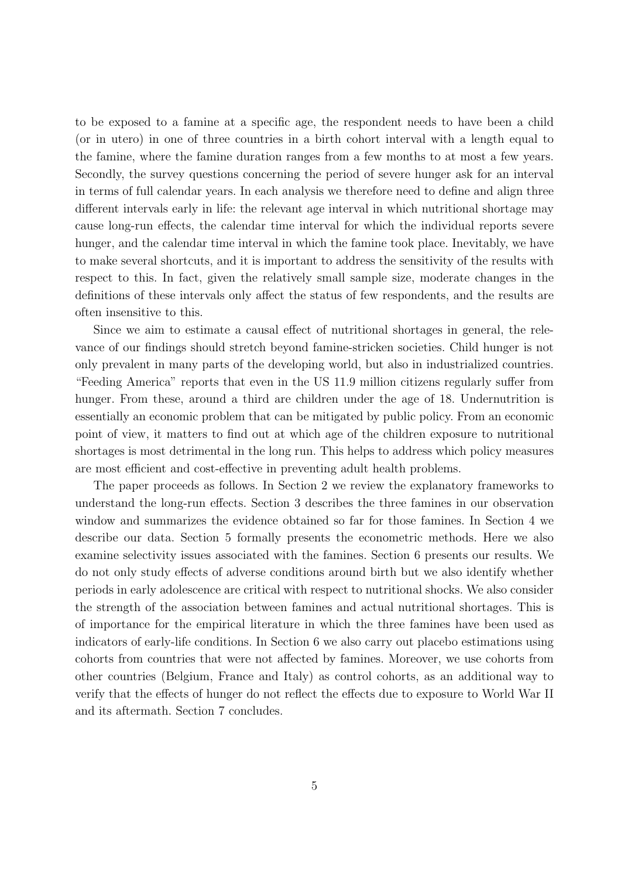to be exposed to a famine at a specific age, the respondent needs to have been a child (or in utero) in one of three countries in a birth cohort interval with a length equal to the famine, where the famine duration ranges from a few months to at most a few years. Secondly, the survey questions concerning the period of severe hunger ask for an interval in terms of full calendar years. In each analysis we therefore need to define and align three different intervals early in life: the relevant age interval in which nutritional shortage may cause long-run effects, the calendar time interval for which the individual reports severe hunger, and the calendar time interval in which the famine took place. Inevitably, we have to make several shortcuts, and it is important to address the sensitivity of the results with respect to this. In fact, given the relatively small sample size, moderate changes in the definitions of these intervals only affect the status of few respondents, and the results are often insensitive to this.

Since we aim to estimate a causal effect of nutritional shortages in general, the relevance of our findings should stretch beyond famine-stricken societies. Child hunger is not only prevalent in many parts of the developing world, but also in industrialized countries. "Feeding America" reports that even in the US 11.9 million citizens regularly suffer from hunger. From these, around a third are children under the age of 18. Undernutrition is essentially an economic problem that can be mitigated by public policy. From an economic point of view, it matters to find out at which age of the children exposure to nutritional shortages is most detrimental in the long run. This helps to address which policy measures are most efficient and cost-effective in preventing adult health problems.

The paper proceeds as follows. In Section 2 we review the explanatory frameworks to understand the long-run effects. Section 3 describes the three famines in our observation window and summarizes the evidence obtained so far for those famines. In Section 4 we describe our data. Section 5 formally presents the econometric methods. Here we also examine selectivity issues associated with the famines. Section 6 presents our results. We do not only study effects of adverse conditions around birth but we also identify whether periods in early adolescence are critical with respect to nutritional shocks. We also consider the strength of the association between famines and actual nutritional shortages. This is of importance for the empirical literature in which the three famines have been used as indicators of early-life conditions. In Section 6 we also carry out placebo estimations using cohorts from countries that were not affected by famines. Moreover, we use cohorts from other countries (Belgium, France and Italy) as control cohorts, as an additional way to verify that the effects of hunger do not reflect the effects due to exposure to World War II and its aftermath. Section 7 concludes.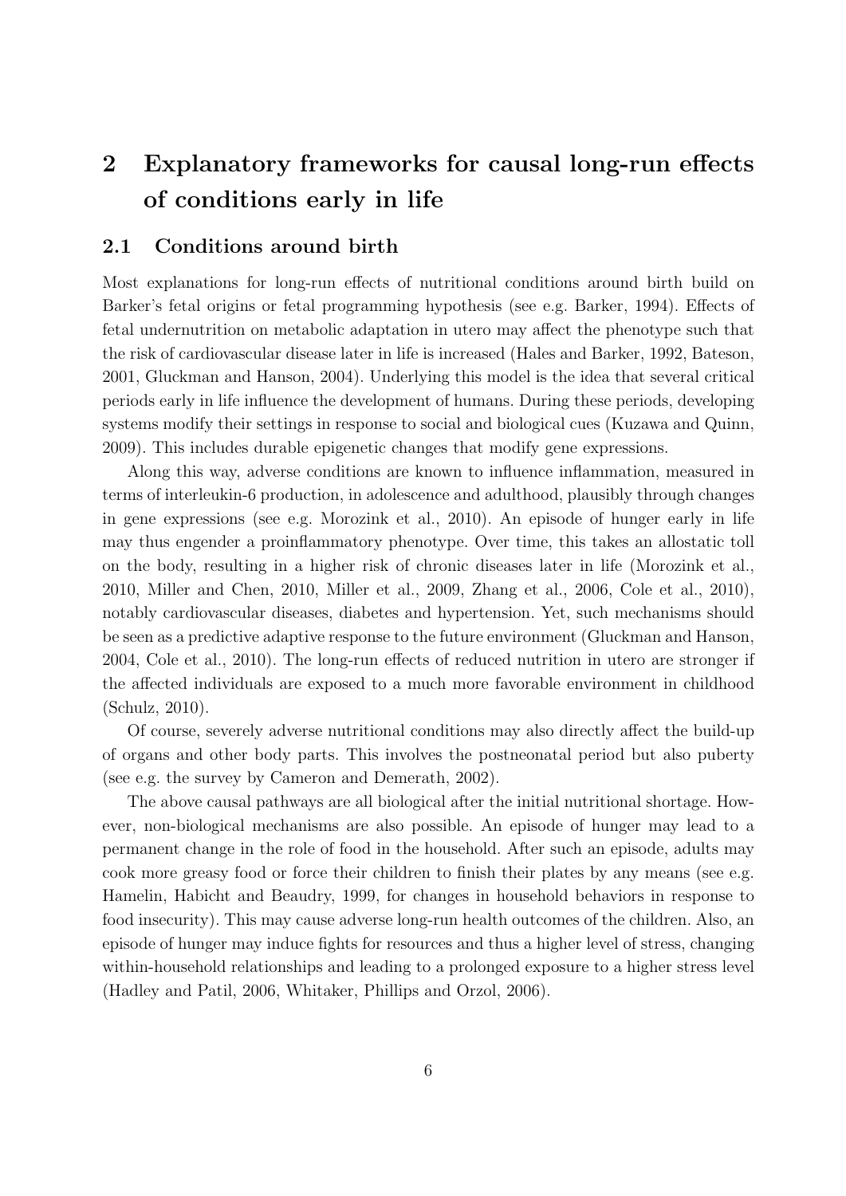# 2 Explanatory frameworks for causal long-run effects of conditions early in life

## 2.1 Conditions around birth

Most explanations for long-run effects of nutritional conditions around birth build on Barker's fetal origins or fetal programming hypothesis (see e.g. Barker, 1994). Effects of fetal undernutrition on metabolic adaptation in utero may affect the phenotype such that the risk of cardiovascular disease later in life is increased (Hales and Barker, 1992, Bateson, 2001, Gluckman and Hanson, 2004). Underlying this model is the idea that several critical periods early in life influence the development of humans. During these periods, developing systems modify their settings in response to social and biological cues (Kuzawa and Quinn, 2009). This includes durable epigenetic changes that modify gene expressions.

Along this way, adverse conditions are known to influence inflammation, measured in terms of interleukin-6 production, in adolescence and adulthood, plausibly through changes in gene expressions (see e.g. Morozink et al., 2010). An episode of hunger early in life may thus engender a proinflammatory phenotype. Over time, this takes an allostatic toll on the body, resulting in a higher risk of chronic diseases later in life (Morozink et al., 2010, Miller and Chen, 2010, Miller et al., 2009, Zhang et al., 2006, Cole et al., 2010), notably cardiovascular diseases, diabetes and hypertension. Yet, such mechanisms should be seen as a predictive adaptive response to the future environment (Gluckman and Hanson, 2004, Cole et al., 2010). The long-run effects of reduced nutrition in utero are stronger if the affected individuals are exposed to a much more favorable environment in childhood (Schulz, 2010).

Of course, severely adverse nutritional conditions may also directly affect the build-up of organs and other body parts. This involves the postneonatal period but also puberty (see e.g. the survey by Cameron and Demerath, 2002).

The above causal pathways are all biological after the initial nutritional shortage. However, non-biological mechanisms are also possible. An episode of hunger may lead to a permanent change in the role of food in the household. After such an episode, adults may cook more greasy food or force their children to finish their plates by any means (see e.g. Hamelin, Habicht and Beaudry, 1999, for changes in household behaviors in response to food insecurity). This may cause adverse long-run health outcomes of the children. Also, an episode of hunger may induce fights for resources and thus a higher level of stress, changing within-household relationships and leading to a prolonged exposure to a higher stress level (Hadley and Patil, 2006, Whitaker, Phillips and Orzol, 2006).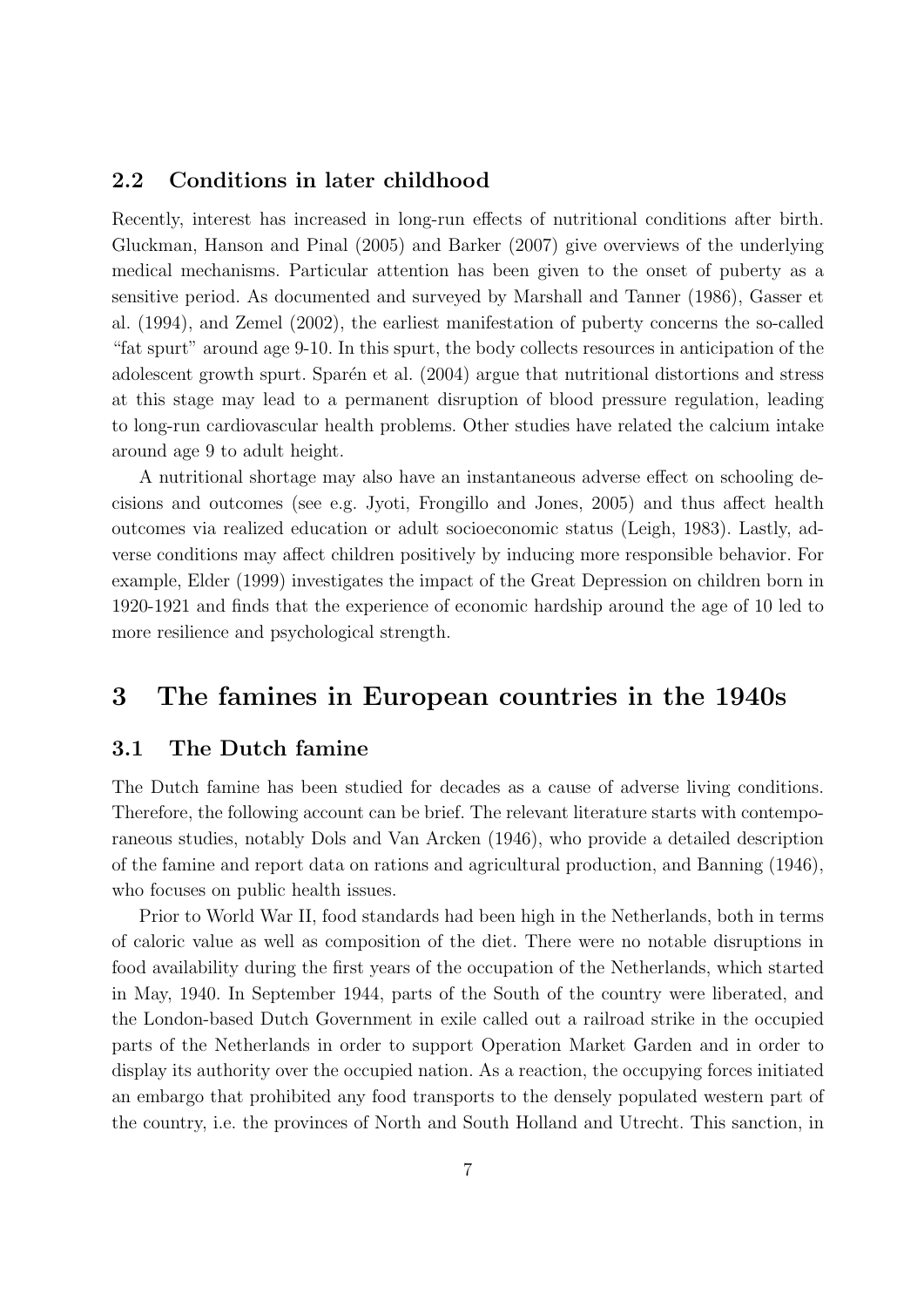### 2.2 Conditions in later childhood

Recently, interest has increased in long-run effects of nutritional conditions after birth. Gluckman, Hanson and Pinal (2005) and Barker (2007) give overviews of the underlying medical mechanisms. Particular attention has been given to the onset of puberty as a sensitive period. As documented and surveyed by Marshall and Tanner (1986), Gasser et al. (1994), and Zemel (2002), the earliest manifestation of puberty concerns the so-called "fat spurt" around age 9-10. In this spurt, the body collects resources in anticipation of the adolescent growth spurt. Sparén et al. (2004) argue that nutritional distortions and stress at this stage may lead to a permanent disruption of blood pressure regulation, leading to long-run cardiovascular health problems. Other studies have related the calcium intake around age 9 to adult height.

A nutritional shortage may also have an instantaneous adverse effect on schooling decisions and outcomes (see e.g. Jyoti, Frongillo and Jones, 2005) and thus affect health outcomes via realized education or adult socioeconomic status (Leigh, 1983). Lastly, adverse conditions may affect children positively by inducing more responsible behavior. For example, Elder (1999) investigates the impact of the Great Depression on children born in 1920-1921 and finds that the experience of economic hardship around the age of 10 led to more resilience and psychological strength.

## 3 The famines in European countries in the 1940s

### 3.1 The Dutch famine

The Dutch famine has been studied for decades as a cause of adverse living conditions. Therefore, the following account can be brief. The relevant literature starts with contemporaneous studies, notably Dols and Van Arcken (1946), who provide a detailed description of the famine and report data on rations and agricultural production, and Banning (1946), who focuses on public health issues.

Prior to World War II, food standards had been high in the Netherlands, both in terms of caloric value as well as composition of the diet. There were no notable disruptions in food availability during the first years of the occupation of the Netherlands, which started in May, 1940. In September 1944, parts of the South of the country were liberated, and the London-based Dutch Government in exile called out a railroad strike in the occupied parts of the Netherlands in order to support Operation Market Garden and in order to display its authority over the occupied nation. As a reaction, the occupying forces initiated an embargo that prohibited any food transports to the densely populated western part of the country, i.e. the provinces of North and South Holland and Utrecht. This sanction, in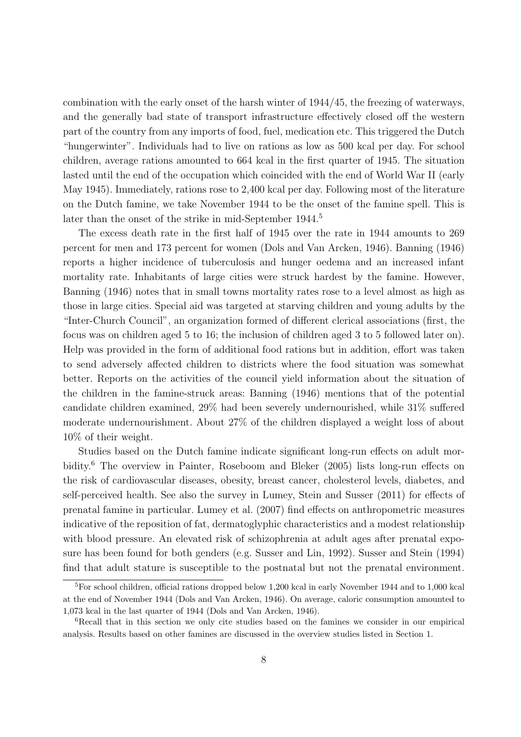combination with the early onset of the harsh winter of 1944/45, the freezing of waterways, and the generally bad state of transport infrastructure effectively closed off the western part of the country from any imports of food, fuel, medication etc. This triggered the Dutch "hungerwinter". Individuals had to live on rations as low as 500 kcal per day. For school children, average rations amounted to 664 kcal in the first quarter of 1945. The situation lasted until the end of the occupation which coincided with the end of World War II (early May 1945). Immediately, rations rose to 2,400 kcal per day. Following most of the literature on the Dutch famine, we take November 1944 to be the onset of the famine spell. This is later than the onset of the strike in mid-September 1944.[5]

The excess death rate in the first half of 1945 over the rate in 1944 amounts to 269 percent for men and 173 percent for women (Dols and Van Arcken, 1946). Banning (1946) reports a higher incidence of tuberculosis and hunger oedema and an increased infant mortality rate. Inhabitants of large cities were struck hardest by the famine. However, Banning (1946) notes that in small towns mortality rates rose to a level almost as high as those in large cities. Special aid was targeted at starving children and young adults by the "Inter-Church Council", an organization formed of different clerical associations (first, the focus was on children aged 5 to 16; the inclusion of children aged 3 to 5 followed later on). Help was provided in the form of additional food rations but in addition, effort was taken to send adversely affected children to districts where the food situation was somewhat better. Reports on the activities of the council yield information about the situation of the children in the famine-struck areas: Banning (1946) mentions that of the potential candidate children examined, 29% had been severely undernourished, while 31% suffered moderate undernourishment. About 27% of the children displayed a weight loss of about 10% of their weight.

Studies based on the Dutch famine indicate significant long-run effects on adult morbidity.[6] The overview in Painter, Roseboom and Bleker (2005) lists long-run effects on the risk of cardiovascular diseases, obesity, breast cancer, cholesterol levels, diabetes, and self-perceived health. See also the survey in Lumey, Stein and Susser (2011) for effects of prenatal famine in particular. Lumey et al. (2007) find effects on anthropometric measures indicative of the reposition of fat, dermatoglyphic characteristics and a modest relationship with blood pressure. An elevated risk of schizophrenia at adult ages after prenatal exposure has been found for both genders (e.g. Susser and Lin, 1992). Susser and Stein (1994) find that adult stature is susceptible to the postnatal but not the prenatal environment.

[5] For school children, official rations dropped below 1,200 kcal in early November 1944 and to 1,000 kcal at the end of November 1944 (Dols and Van Arcken, 1946). On average, caloric consumption amounted to 1,073 kcal in the last quarter of 1944 (Dols and Van Arcken, 1946).

[6] Recall that in this section we only cite studies based on the famines we consider in our empirical analysis. Results based on other famines are discussed in the overview studies listed in Section 1.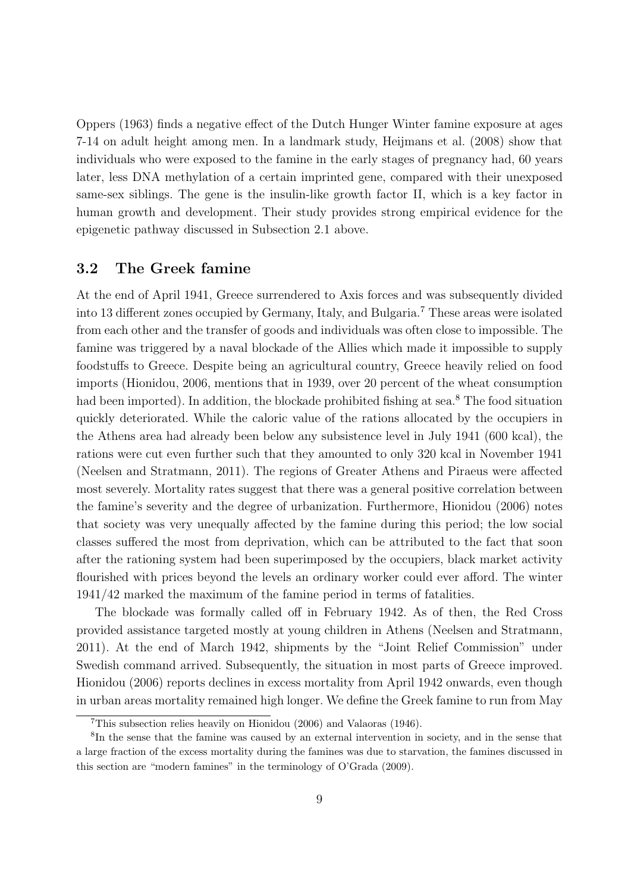Oppers (1963) finds a negative effect of the Dutch Hunger Winter famine exposure at ages 7-14 on adult height among men. In a landmark study, Heijmans et al. (2008) show that individuals who were exposed to the famine in the early stages of pregnancy had, 60 years later, less DNA methylation of a certain imprinted gene, compared with their unexposed same-sex siblings. The gene is the insulin-like growth factor II, which is a key factor in human growth and development. Their study provides strong empirical evidence for the epigenetic pathway discussed in Subsection 2.1 above.

### 3.2 The Greek famine

At the end of April 1941, Greece surrendered to Axis forces and was subsequently divided into 13 different zones occupied by Germany, Italy, and Bulgaria.[7] These areas were isolated from each other and the transfer of goods and individuals was often close to impossible. The famine was triggered by a naval blockade of the Allies which made it impossible to supply foodstuffs to Greece. Despite being an agricultural country, Greece heavily relied on food imports (Hionidou, 2006, mentions that in 1939, over 20 percent of the wheat consumption had been imported). In addition, the blockade prohibited fishing at sea.[8] The food situation quickly deteriorated. While the caloric value of the rations allocated by the occupiers in the Athens area had already been below any subsistence level in July 1941 (600 kcal), the rations were cut even further such that they amounted to only 320 kcal in November 1941 (Neelsen and Stratmann, 2011). The regions of Greater Athens and Piraeus were affected most severely. Mortality rates suggest that there was a general positive correlation between the famine's severity and the degree of urbanization. Furthermore, Hionidou (2006) notes that society was very unequally affected by the famine during this period; the low social classes suffered the most from deprivation, which can be attributed to the fact that soon after the rationing system had been superimposed by the occupiers, black market activity flourished with prices beyond the levels an ordinary worker could ever afford. The winter 1941/42 marked the maximum of the famine period in terms of fatalities.

The blockade was formally called off in February 1942. As of then, the Red Cross provided assistance targeted mostly at young children in Athens (Neelsen and Stratmann, 2011). At the end of March 1942, shipments by the "Joint Relief Commission" under Swedish command arrived. Subsequently, the situation in most parts of Greece improved. Hionidou (2006) reports declines in excess mortality from April 1942 onwards, even though in urban areas mortality remained high longer. We define the Greek famine to run from May

[7] This subsection relies heavily on Hionidou (2006) and Valaoras (1946).

[8] In the sense that the famine was caused by an external intervention in society, and in the sense that a large fraction of the excess mortality during the famines was due to starvation, the famines discussed in this section are "modern famines" in the terminology of O'Grada (2009).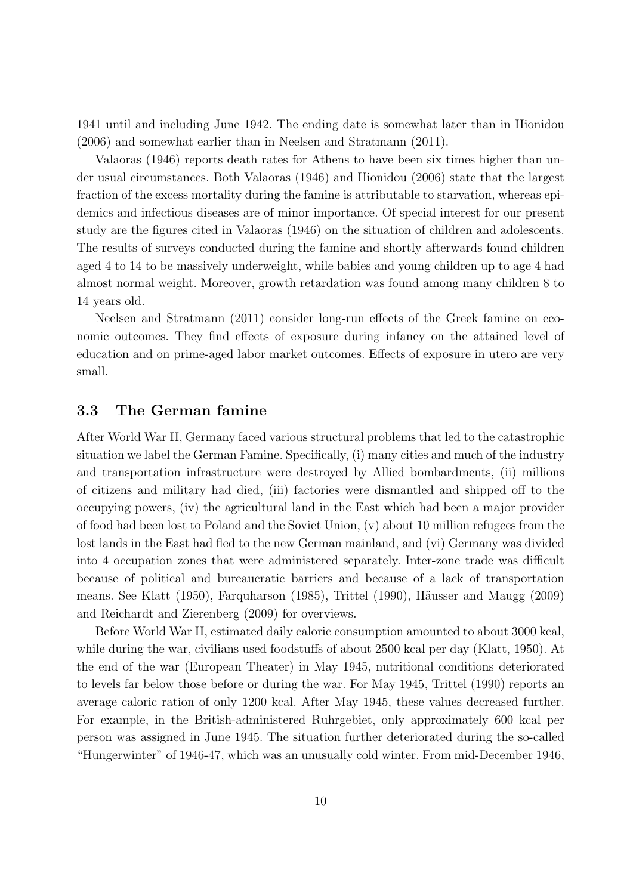1941 until and including June 1942. The ending date is somewhat later than in Hionidou (2006) and somewhat earlier than in Neelsen and Stratmann (2011).

Valaoras (1946) reports death rates for Athens to have been six times higher than under usual circumstances. Both Valaoras (1946) and Hionidou (2006) state that the largest fraction of the excess mortality during the famine is attributable to starvation, whereas epidemics and infectious diseases are of minor importance. Of special interest for our present study are the figures cited in Valaoras (1946) on the situation of children and adolescents. The results of surveys conducted during the famine and shortly afterwards found children aged 4 to 14 to be massively underweight, while babies and young children up to age 4 had almost normal weight. Moreover, growth retardation was found among many children 8 to 14 years old.

Neelsen and Stratmann (2011) consider long-run effects of the Greek famine on economic outcomes. They find effects of exposure during infancy on the attained level of education and on prime-aged labor market outcomes. Effects of exposure in utero are very small.

### 3.3 The German famine

After World War II, Germany faced various structural problems that led to the catastrophic situation we label the German Famine. Specifically, (i) many cities and much of the industry and transportation infrastructure were destroyed by Allied bombardments, (ii) millions of citizens and military had died, (iii) factories were dismantled and shipped off to the occupying powers, (iv) the agricultural land in the East which had been a major provider of food had been lost to Poland and the Soviet Union, (v) about 10 million refugees from the lost lands in the East had fled to the new German mainland, and (vi) Germany was divided into 4 occupation zones that were administered separately. Inter-zone trade was difficult because of political and bureaucratic barriers and because of a lack of transportation means. See Klatt (1950), Farquharson (1985), Trittel (1990), Häusser and Maugg (2009) and Reichardt and Zierenberg (2009) for overviews.

Before World War II, estimated daily caloric consumption amounted to about 3000 kcal, while during the war, civilians used foodstuffs of about 2500 kcal per day (Klatt, 1950). At the end of the war (European Theater) in May 1945, nutritional conditions deteriorated to levels far below those before or during the war. For May 1945, Trittel (1990) reports an average caloric ration of only 1200 kcal. After May 1945, these values decreased further. For example, in the British-administered Ruhrgebiet, only approximately 600 kcal per person was assigned in June 1945. The situation further deteriorated during the so-called "Hungerwinter" of 1946-47, which was an unusually cold winter. From mid-December 1946,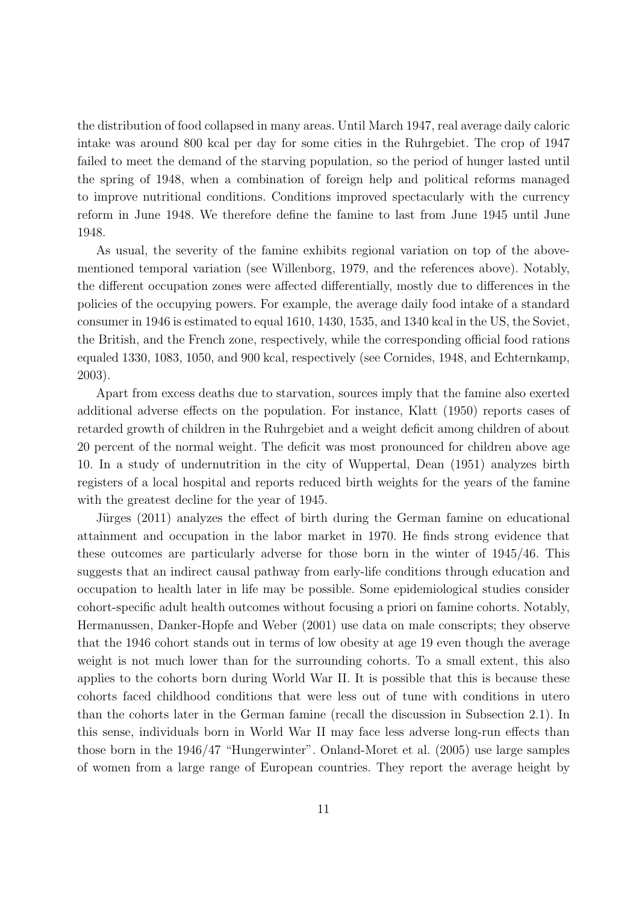the distribution of food collapsed in many areas. Until March 1947, real average daily caloric intake was around 800 kcal per day for some cities in the Ruhrgebiet. The crop of 1947 failed to meet the demand of the starving population, so the period of hunger lasted until the spring of 1948, when a combination of foreign help and political reforms managed to improve nutritional conditions. Conditions improved spectacularly with the currency reform in June 1948. We therefore define the famine to last from June 1945 until June 1948.

As usual, the severity of the famine exhibits regional variation on top of the above-mentioned temporal variation (see Willenborg, 1979, and the references above). Notably, the different occupation zones were affected differentially, mostly due to differences in the policies of the occupying powers. For example, the average daily food intake of a standard consumer in 1946 is estimated to equal 1610, 1430, 1535, and 1340 kcal in the US, the Soviet, the British, and the French zone, respectively, while the corresponding official food rations equaled 1330, 1083, 1050, and 900 kcal, respectively (see Cornides, 1948, and Echternkamp, 2003).

Apart from excess deaths due to starvation, sources imply that the famine also exerted additional adverse effects on the population. For instance, Klatt (1950) reports cases of retarded growth of children in the Ruhrgebiet and a weight deficit among children of about 20 percent of the normal weight. The deficit was most pronounced for children above age 10. In a study of undernutrition in the city of Wuppertal, Dean (1951) analyzes birth registers of a local hospital and reports reduced birth weights for the years of the famine with the greatest decline for the year of 1945.

Jürges (2011) analyzes the effect of birth during the German famine on educational attainment and occupation in the labor market in 1970. He finds strong evidence that these outcomes are particularly adverse for those born in the winter of 1945/46. This suggests that an indirect causal pathway from early-life conditions through education and occupation to health later in life may be possible. Some epidemiological studies consider cohort-specific adult health outcomes without focusing a priori on famine cohorts. Notably, Hermanussen, Danker-Hopfe and Weber (2001) use data on male conscripts; they observe that the 1946 cohort stands out in terms of low obesity at age 19 even though the average weight is not much lower than for the surrounding cohorts. To a small extent, this also applies to the cohorts born during World War II. It is possible that this is because these cohorts faced childhood conditions that were less out of tune with conditions in utero than the cohorts later in the German famine (recall the discussion in Subsection 2.1). In this sense, individuals born in World War II may face less adverse long-run effects than those born in the 1946/47 "Hungerwinter". Onland-Moret et al. (2005) use large samples of women from a large range of European countries. They report the average height by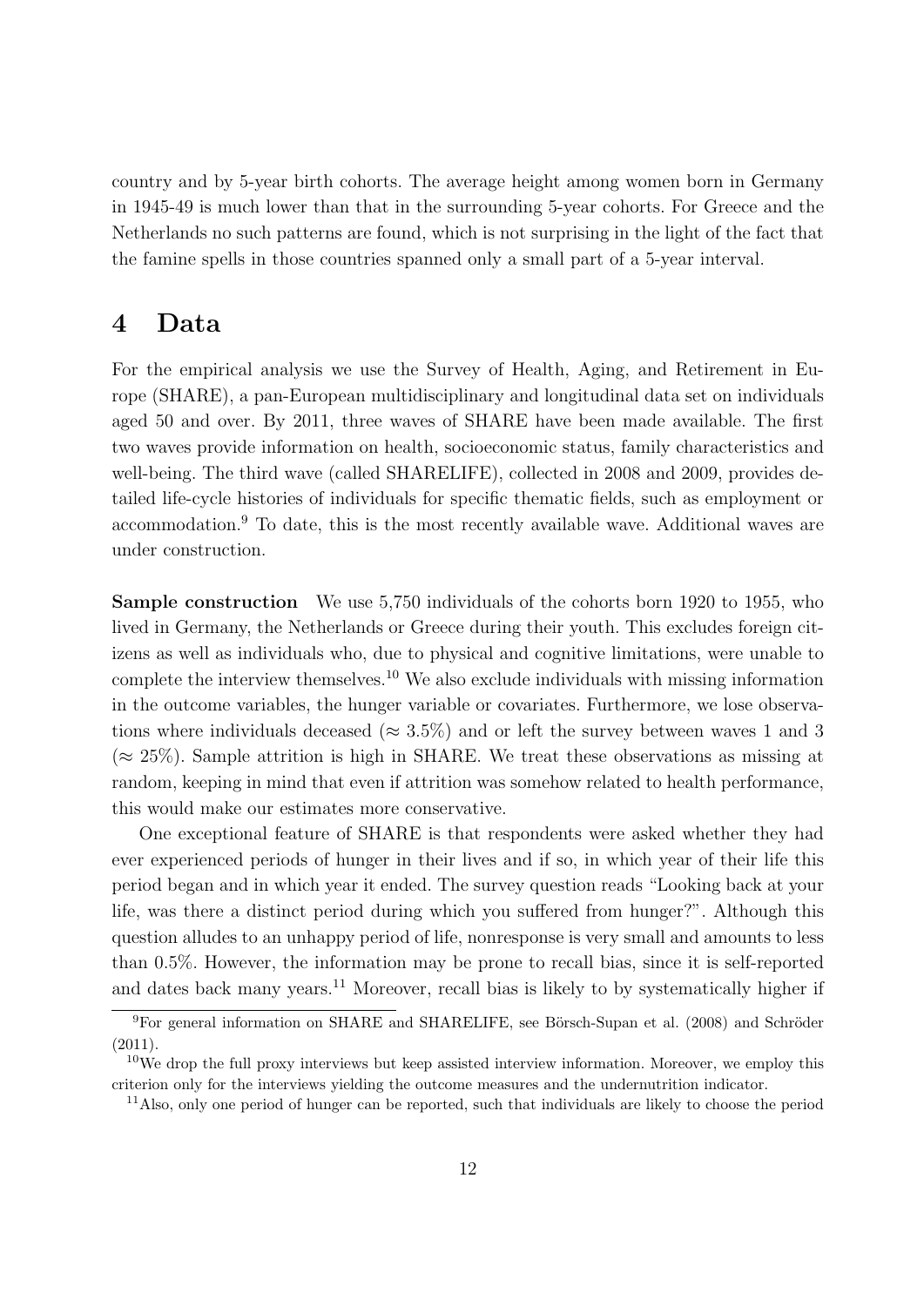country and by 5-year birth cohorts. The average height among women born in Germany in 1945-49 is much lower than that in the surrounding 5-year cohorts. For Greece and the Netherlands no such patterns are found, which is not surprising in the light of the fact that the famine spells in those countries spanned only a small part of a 5-year interval.

# 4 Data

For the empirical analysis we use the Survey of Health, Aging, and Retirement in Europe (SHARE), a pan-European multidisciplinary and longitudinal data set on individuals aged 50 and over. By 2011, three waves of SHARE have been made available. The first two waves provide information on health, socioeconomic status, family characteristics and well-being. The third wave (called SHARELIFE), collected in 2008 and 2009, provides detailed life-cycle histories of individuals for specific thematic fields, such as employment or accommodation.[9] To date, this is the most recently available wave. Additional waves are under construction.

**Sample construction** We use 5,750 individuals of the cohorts born 1920 to 1955, who lived in Germany, the Netherlands or Greece during their youth. This excludes foreign citizens as well as individuals who, due to physical and cognitive limitations, were unable to complete the interview themselves.[10] We also exclude individuals with missing information in the outcome variables, the hunger variable or covariates. Furthermore, we lose observations where individuals deceased ($\approx 3.5\%$) and or left the survey between waves 1 and 3 ($\approx 25\%$). Sample attrition is high in SHARE. We treat these observations as missing at random, keeping in mind that even if attrition was somehow related to health performance, this would make our estimates more conservative.

One exceptional feature of SHARE is that respondents were asked whether they had ever experienced periods of hunger in their lives and if so, in which year of their life this period began and in which year it ended. The survey question reads "Looking back at your life, was there a distinct period during which you suffered from hunger?". Although this question alludes to an unhappy period of life, nonresponse is very small and amounts to less than 0.5%. However, the information may be prone to recall bias, since it is self-reported and dates back many years.[11] Moreover, recall bias is likely to by systematically higher if

[9] For general information on SHARE and SHARELIFE, see Börsch-Supan et al. (2008) and Schröder (2011).

[10] We drop the full proxy interviews but keep assisted interview information. Moreover, we employ this criterion only for the interviews yielding the outcome measures and the undernutrition indicator.

[11] Also, only one period of hunger can be reported, such that individuals are likely to choose the period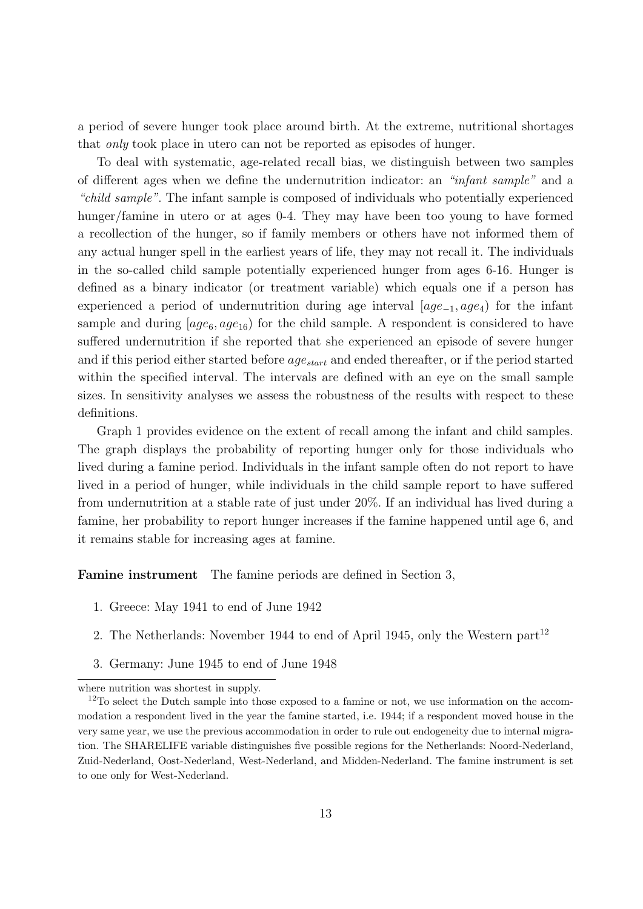a period of severe hunger took place around birth. At the extreme, nutritional shortages that *only* took place in utero can not be reported as episodes of hunger.

To deal with systematic, age-related recall bias, we distinguish between two samples of different ages when we define the undernutrition indicator: an *"infant sample"* and a *"child sample"*. The infant sample is composed of individuals who potentially experienced hunger/famine in utero or at ages 0-4. They may have been too young to have formed a recollection of the hunger, so if family members or others have not informed them of any actual hunger spell in the earliest years of life, they may not recall it. The individuals in the so-called child sample potentially experienced hunger from ages 6-16. Hunger is defined as a binary indicator (or treatment variable) which equals one if a person has experienced a period of undernutrition during age interval $[age_{-1}, age_4)$ for the infant sample and during $[age_6, age_{16})$ for the child sample. A respondent is considered to have suffered undernutrition if she reported that she experienced an episode of severe hunger and if this period either started before $age_{start}$ and ended thereafter, or if the period started within the specified interval. The intervals are defined with an eye on the small sample sizes. In sensitivity analyses we assess the robustness of the results with respect to these definitions.

Graph 1 provides evidence on the extent of recall among the infant and child samples. The graph displays the probability of reporting hunger only for those individuals who lived during a famine period. Individuals in the infant sample often do not report to have lived in a period of hunger, while individuals in the child sample report to have suffered from undernutrition at a stable rate of just under 20%. If an individual has lived during a famine, her probability to report hunger increases if the famine happened until age 6, and it remains stable for increasing ages at famine.

**Famine instrument** The famine periods are defined in Section 3,

1. Greece: May 1941 to end of June 1942
2. The Netherlands: November 1944 to end of April 1945, only the Western part[12]
3. Germany: June 1945 to end of June 1948

where nutrition was shortest in supply.

[12] To select the Dutch sample into those exposed to a famine or not, we use information on the accommodation a respondent lived in the year the famine started, i.e. 1944; if a respondent moved house in the very same year, we use the previous accommodation in order to rule out endogeneity due to internal migration. The SHARELIFE variable distinguishes five possible regions for the Netherlands: Noord-Nederland, Zuid-Nederland, Oost-Nederland, West-Nederland, and Midden-Nederland. The famine instrument is set to one only for West-Nederland.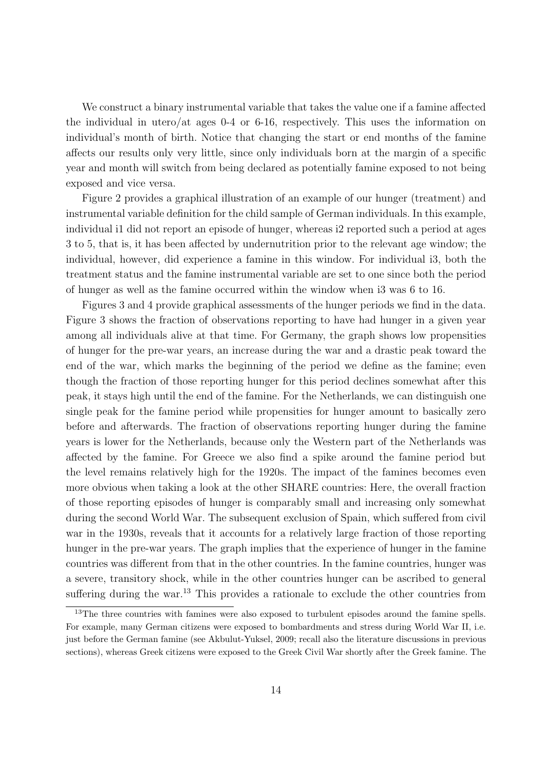We construct a binary instrumental variable that takes the value one if a famine affected the individual in utero/at ages 0-4 or 6-16, respectively. This uses the information on individual's month of birth. Notice that changing the start or end months of the famine affects our results only very little, since only individuals born at the margin of a specific year and month will switch from being declared as potentially famine exposed to not being exposed and vice versa.

Figure 2 provides a graphical illustration of an example of our hunger (treatment) and instrumental variable definition for the child sample of German individuals. In this example, individual i1 did not report an episode of hunger, whereas i2 reported such a period at ages 3 to 5, that is, it has been affected by undernutrition prior to the relevant age window; the individual, however, did experience a famine in this window. For individual i3, both the treatment status and the famine instrumental variable are set to one since both the period of hunger as well as the famine occurred within the window when i3 was 6 to 16.

Figures 3 and 4 provide graphical assessments of the hunger periods we find in the data. Figure 3 shows the fraction of observations reporting to have had hunger in a given year among all individuals alive at that time. For Germany, the graph shows low propensities of hunger for the pre-war years, an increase during the war and a drastic peak toward the end of the war, which marks the beginning of the period we define as the famine; even though the fraction of those reporting hunger for this period declines somewhat after this peak, it stays high until the end of the famine. For the Netherlands, we can distinguish one single peak for the famine period while propensities for hunger amount to basically zero before and afterwards. The fraction of observations reporting hunger during the famine years is lower for the Netherlands, because only the Western part of the Netherlands was affected by the famine. For Greece we also find a spike around the famine period but the level remains relatively high for the 1920s. The impact of the famines becomes even more obvious when taking a look at the other SHARE countries: Here, the overall fraction of those reporting episodes of hunger is comparably small and increasing only somewhat during the second World War. The subsequent exclusion of Spain, which suffered from civil war in the 1930s, reveals that it accounts for a relatively large fraction of those reporting hunger in the pre-war years. The graph implies that the experience of hunger in the famine countries was different from that in the other countries. In the famine countries, hunger was a severe, transitory shock, while in the other countries hunger can be ascribed to general suffering during the war.[13] This provides a rationale to exclude the other countries from

[13] The three countries with famines were also exposed to turbulent episodes around the famine spells. For example, many German citizens were exposed to bombardments and stress during World War II, i.e. just before the German famine (see Akbulut-Yuksel, 2009; recall also the literature discussions in previous sections), whereas Greek citizens were exposed to the Greek Civil War shortly after the Greek famine. The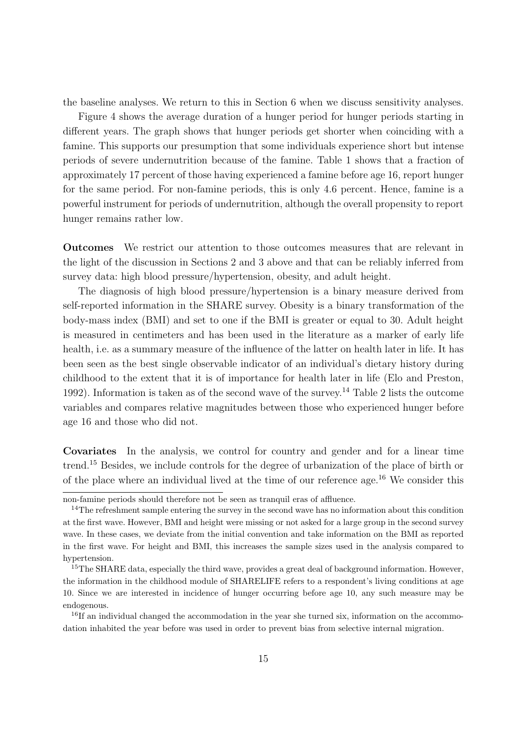the baseline analyses. We return to this in Section 6 when we discuss sensitivity analyses.

Figure 4 shows the average duration of a hunger period for hunger periods starting in different years. The graph shows that hunger periods get shorter when coinciding with a famine. This supports our presumption that some individuals experience short but intense periods of severe undernutrition because of the famine. Table 1 shows that a fraction of approximately 17 percent of those having experienced a famine before age 16, report hunger for the same period. For non-famine periods, this is only 4.6 percent. Hence, famine is a powerful instrument for periods of undernutrition, although the overall propensity to report hunger remains rather low.

**Outcomes** We restrict our attention to those outcomes measures that are relevant in the light of the discussion in Sections 2 and 3 above and that can be reliably inferred from survey data: high blood pressure/hypertension, obesity, and adult height.

The diagnosis of high blood pressure/hypertension is a binary measure derived from self-reported information in the SHARE survey. Obesity is a binary transformation of the body-mass index (BMI) and set to one if the BMI is greater or equal to 30. Adult height is measured in centimeters and has been used in the literature as a marker of early life health, i.e. as a summary measure of the influence of the latter on health later in life. It has been seen as the best single observable indicator of an individual's dietary history during childhood to the extent that it is of importance for health later in life (Elo and Preston, 1992). Information is taken as of the second wave of the survey.[14] Table 2 lists the outcome variables and compares relative magnitudes between those who experienced hunger before age 16 and those who did not.

**Covariates** In the analysis, we control for country and gender and for a linear time trend.[15] Besides, we include controls for the degree of urbanization of the place of birth or of the place where an individual lived at the time of our reference age.[16] We consider this

non-famine periods should therefore not be seen as tranquil eras of affluence.

[14] The refreshment sample entering the survey in the second wave has no information about this condition at the first wave. However, BMI and height were missing or not asked for a large group in the second survey wave. In these cases, we deviate from the initial convention and take information on the BMI as reported in the first wave. For height and BMI, this increases the sample sizes used in the analysis compared to hypertension.

[15] The SHARE data, especially the third wave, provides a great deal of background information. However, the information in the childhood module of SHARELIFE refers to a respondent's living conditions at age 10. Since we are interested in incidence of hunger occurring before age 10, any such measure may be endogenous.

[16] If an individual changed the accommodation in the year she turned six, information on the accommodation inhabited the year before was used in order to prevent bias from selective internal migration.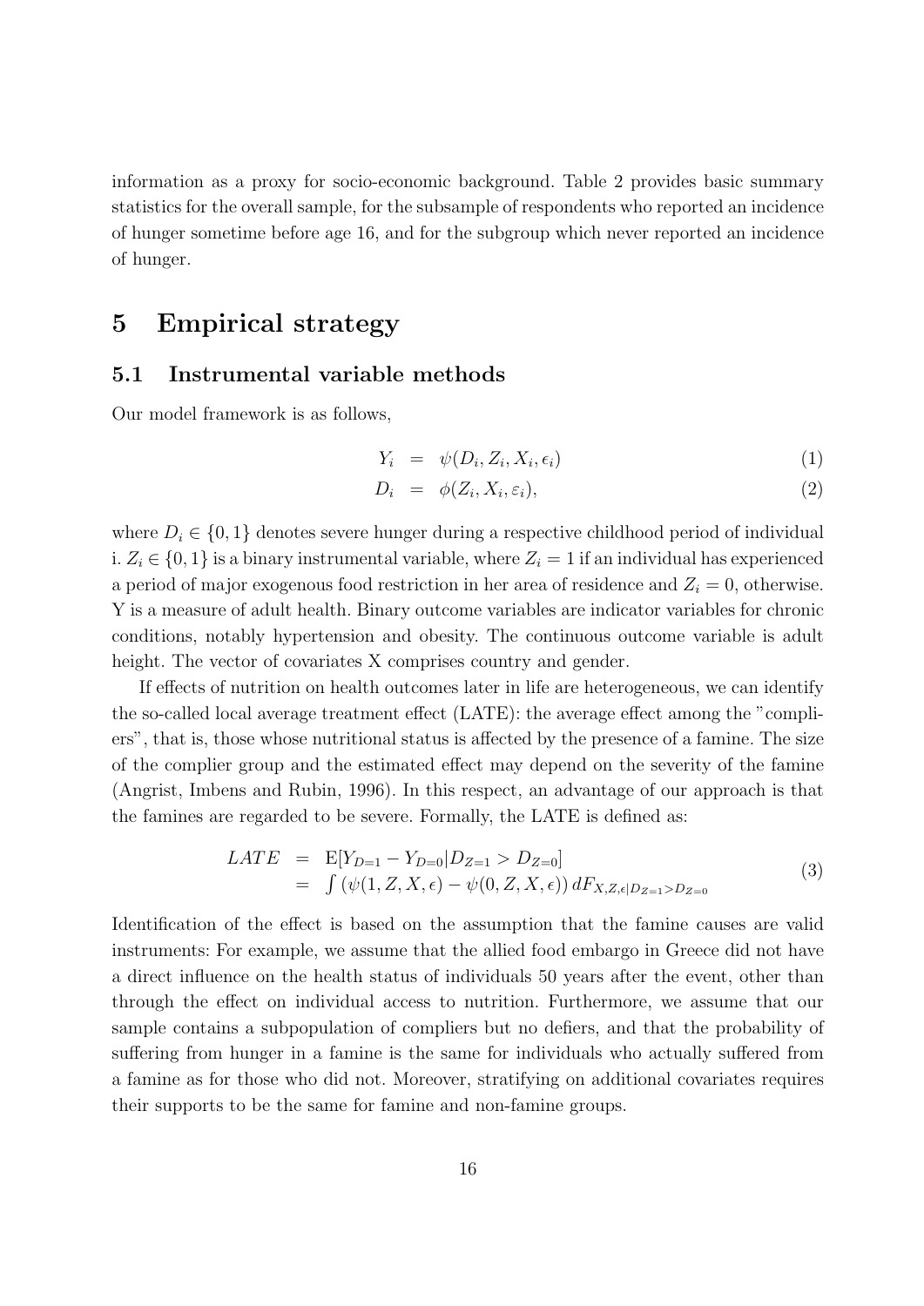information as a proxy for socio-economic background. Table 2 provides basic summary statistics for the overall sample, for the subsample of respondents who reported an incidence of hunger sometime before age 16, and for the subgroup which never reported an incidence of hunger.

# 5 Empirical strategy

## 5.1 Instrumental variable methods

Our model framework is as follows,

$$
\begin{aligned}
Y_i &= \psi(D_i, Z_i, X_i, \epsilon_i) && (1)\\
D_i &= \phi(Z_i, X_i, \varepsilon_i), && (2)
\end{aligned}
$$

where $D_i \in \{0,1\}$ denotes severe hunger during a respective childhood period of individual i. $Z_i \in \{0,1\}$ is a binary instrumental variable, where $Z_i = 1$ if an individual has experienced a period of major exogenous food restriction in her area of residence and $Z_i = 0$, otherwise. Y is a measure of adult health. Binary outcome variables are indicator variables for chronic conditions, notably hypertension and obesity. The continuous outcome variable is adult height. The vector of covariates X comprises country and gender.

If effects of nutrition on health outcomes later in life are heterogeneous, we can identify the so-called local average treatment effect (LATE): the average effect among the "compliers", that is, those whose nutritional status is affected by the presence of a famine. The size of the complier group and the estimated effect may depend on the severity of the famine (Angrist, Imbens and Rubin, 1996). In this respect, an advantage of our approach is that the famines are regarded to be severe. Formally, the LATE is defined as:

$$
\begin{aligned}
LATE &= \mathrm{E}[Y_{D=1} - Y_{D=0} | D_{Z=1} > D_{Z=0}] \\
&= \int \left(\psi(1, Z, X, \epsilon) - \psi(0, Z, X, \epsilon)\right) dF_{X,Z,\epsilon | D_{Z=1} > D_{Z=0}}
\end{aligned}
\qquad (3)
$$

Identification of the effect is based on the assumption that the famine causes are valid instruments: For example, we assume that the allied food embargo in Greece did not have a direct influence on the health status of individuals 50 years after the event, other than through the effect on individual access to nutrition. Furthermore, we assume that our sample contains a subpopulation of compliers but no defiers, and that the probability of suffering from hunger in a famine is the same for individuals who actually suffered from a famine as for those who did not. Moreover, stratifying on additional covariates requires their supports to be the same for famine and non-famine groups.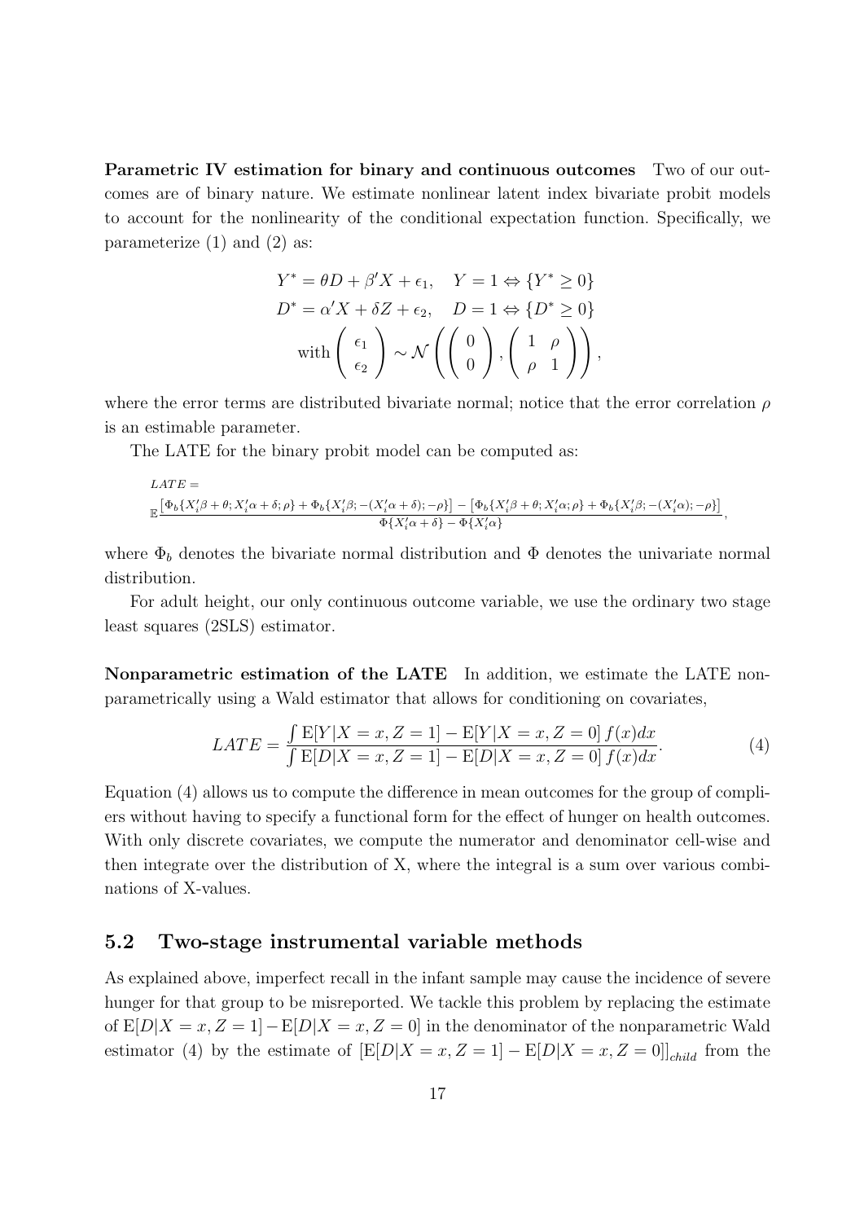**Parametric IV estimation for binary and continuous outcomes** Two of our outcomes are of binary nature. We estimate nonlinear latent index bivariate probit models to account for the nonlinearity of the conditional expectation function. Specifically, we parameterize (1) and (2) as:

$$
\begin{aligned}
Y^* &= \theta D + \beta' X + \epsilon_1, \quad Y = 1 \Leftrightarrow \{Y^* \geq 0\} \\
D^* &= \alpha' X + \delta Z + \epsilon_2, \quad D = 1 \Leftrightarrow \{D^* \geq 0\} \\
&\text{with} \begin{pmatrix} \epsilon_1 \\ \epsilon_2 \end{pmatrix} \sim \mathcal{N}\left( \begin{pmatrix} 0 \\ 0 \end{pmatrix}, \begin{pmatrix} 1 & \rho \\ \rho & 1 \end{pmatrix} \right),
\end{aligned}
$$

where the error terms are distributed bivariate normal; notice that the error correlation $\rho$ is an estimable parameter.

The LATE for the binary probit model can be computed as:

$$
LATE = \mathbb{E} \frac{\left[\Phi_b\{X_i'\beta + \theta; X_i'\alpha + \delta; \rho\} + \Phi_b\{X_i'\beta; -(X_i'\alpha + \delta); -\rho\}\right] - \left[\Phi_b\{X_i'\beta + \theta; X_i'\alpha; \rho\} + \Phi_b\{X_i'\beta; -(X_i'\alpha); -\rho\}\right]}{\Phi\{X_i'\alpha + \delta\} - \Phi\{X_i'\alpha\}},
$$

where $\Phi_b$ denotes the bivariate normal distribution and $\Phi$ denotes the univariate normal distribution.

For adult height, our only continuous outcome variable, we use the ordinary two stage least squares (2SLS) estimator.

**Nonparametric estimation of the LATE** In addition, we estimate the LATE nonparametrically using a Wald estimator that allows for conditioning on covariates,

$$
LATE = \frac{\int \mathrm{E}[Y|X = x, Z = 1] - \mathrm{E}[Y|X = x, Z = 0] \, f(x)dx}{\int \mathrm{E}[D|X = x, Z = 1] - \mathrm{E}[D|X = x, Z = 0] \, f(x)dx}. \tag{4}
$$

Equation (4) allows us to compute the difference in mean outcomes for the group of compliers without having to specify a functional form for the effect of hunger on health outcomes. With only discrete covariates, we compute the numerator and denominator cell-wise and then integrate over the distribution of X, where the integral is a sum over various combinations of X-values.

## 5.2 Two-stage instrumental variable methods

As explained above, imperfect recall in the infant sample may cause the incidence of severe hunger for that group to be misreported. We tackle this problem by replacing the estimate of $\mathrm{E}[D|X = x, Z = 1] - \mathrm{E}[D|X = x, Z = 0]$ in the denominator of the nonparametric Wald estimator (4) by the estimate of $[\mathrm{E}[D|X = x, Z = 1] - \mathrm{E}[D|X = x, Z = 0]]_{child}$ from the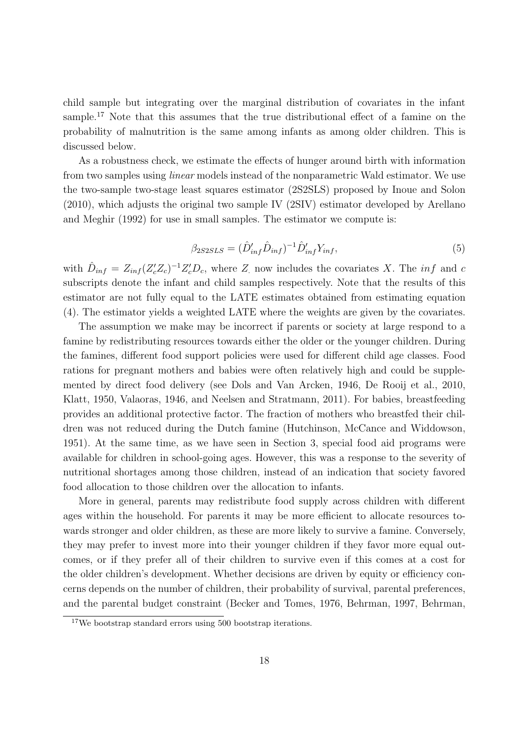child sample but integrating over the marginal distribution of covariates in the infant sample.[17] Note that this assumes that the true distributional effect of a famine on the probability of malnutrition is the same among infants as among older children. This is discussed below.

As a robustness check, we estimate the effects of hunger around birth with information from two samples using *linear* models instead of the nonparametric Wald estimator. We use the two-sample two-stage least squares estimator (2S2SLS) proposed by Inoue and Solon (2010), which adjusts the original two sample IV (2SIV) estimator developed by Arellano and Meghir (1992) for use in small samples. The estimator we compute is:

$$\beta_{2S2SLS} = (\hat{D}'_{inf}\hat{D}_{inf})^{-1}\hat{D}'_{inf}Y_{inf}, \tag{5}$$

with $\hat{D}_{inf} = Z_{inf}(Z'_c Z_c)^{-1}Z'_c D_c$, where $Z_.$ now includes the covariates $X$. The $inf$ and $c$ subscripts denote the infant and child samples respectively. Note that the results of this estimator are not fully equal to the LATE estimates obtained from estimating equation (4). The estimator yields a weighted LATE where the weights are given by the covariates.

The assumption we make may be incorrect if parents or society at large respond to a famine by redistributing resources towards either the older or the younger children. During the famines, different food support policies were used for different child age classes. Food rations for pregnant mothers and babies were often relatively high and could be supplemented by direct food delivery (see Dols and Van Arcken, 1946, De Rooij et al., 2010, Klatt, 1950, Valaoras, 1946, and Neelsen and Stratmann, 2011). For babies, breastfeeding provides an additional protective factor. The fraction of mothers who breastfed their children was not reduced during the Dutch famine (Hutchinson, McCance and Widdowson, 1951). At the same time, as we have seen in Section 3, special food aid programs were available for children in school-going ages. However, this was a response to the severity of nutritional shortages among those children, instead of an indication that society favored food allocation to those children over the allocation to infants.

More in general, parents may redistribute food supply across children with different ages within the household. For parents it may be more efficient to allocate resources towards stronger and older children, as these are more likely to survive a famine. Conversely, they may prefer to invest more into their younger children if they favor more equal outcomes, or if they prefer all of their children to survive even if this comes at a cost for the older children's development. Whether decisions are driven by equity or efficiency concerns depends on the number of children, their probability of survival, parental preferences, and the parental budget constraint (Becker and Tomes, 1976, Behrman, 1997, Behrman,

[17] We bootstrap standard errors using 500 bootstrap iterations.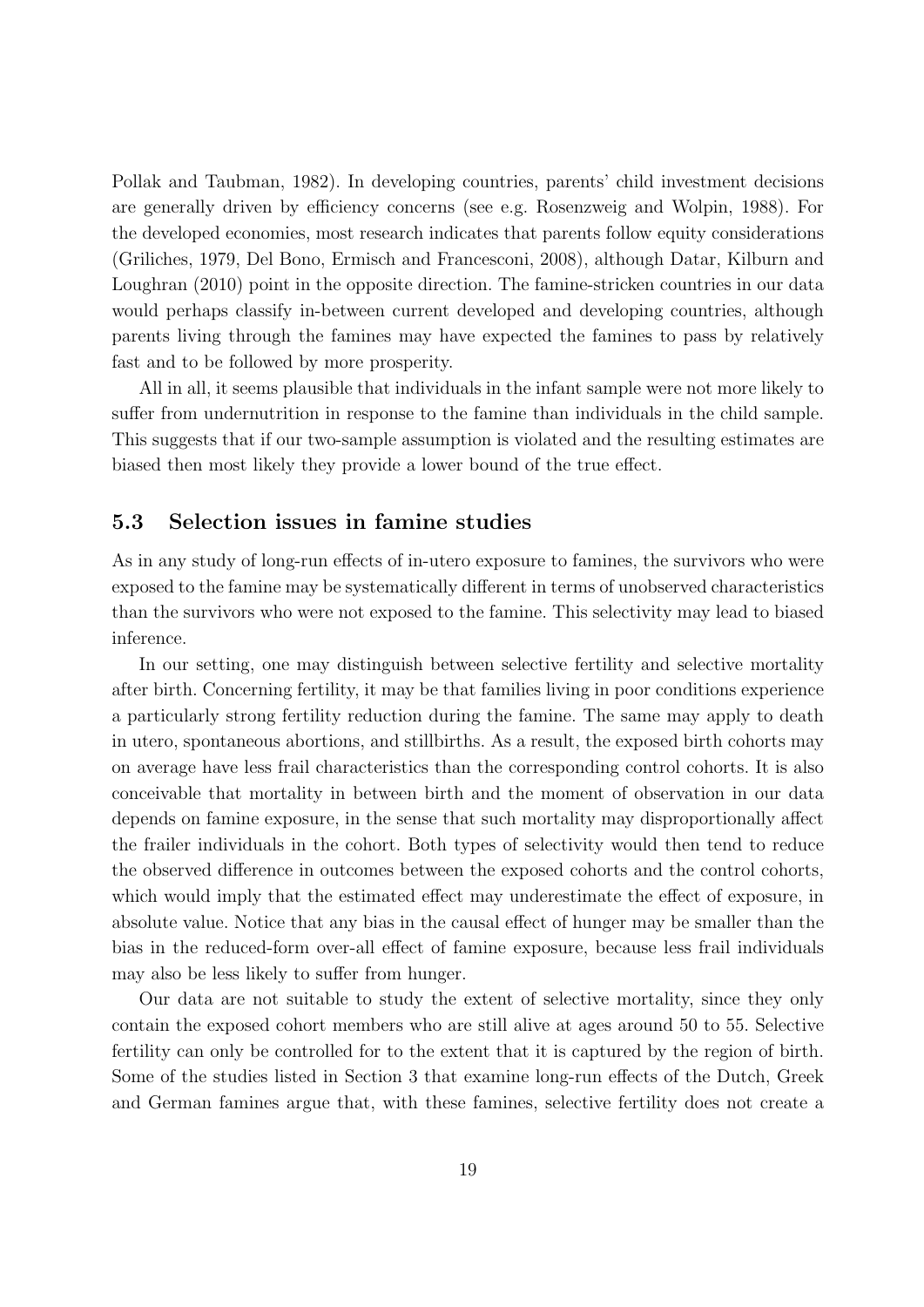Pollak and Taubman, 1982). In developing countries, parents' child investment decisions are generally driven by efficiency concerns (see e.g. Rosenzweig and Wolpin, 1988). For the developed economies, most research indicates that parents follow equity considerations (Griliches, 1979, Del Bono, Ermisch and Francesconi, 2008), although Datar, Kilburn and Loughran (2010) point in the opposite direction. The famine-stricken countries in our data would perhaps classify in-between current developed and developing countries, although parents living through the famines may have expected the famines to pass by relatively fast and to be followed by more prosperity.

All in all, it seems plausible that individuals in the infant sample were not more likely to suffer from undernutrition in response to the famine than individuals in the child sample. This suggests that if our two-sample assumption is violated and the resulting estimates are biased then most likely they provide a lower bound of the true effect.

### 5.3 Selection issues in famine studies

As in any study of long-run effects of in-utero exposure to famines, the survivors who were exposed to the famine may be systematically different in terms of unobserved characteristics than the survivors who were not exposed to the famine. This selectivity may lead to biased inference.

In our setting, one may distinguish between selective fertility and selective mortality after birth. Concerning fertility, it may be that families living in poor conditions experience a particularly strong fertility reduction during the famine. The same may apply to death in utero, spontaneous abortions, and stillbirths. As a result, the exposed birth cohorts may on average have less frail characteristics than the corresponding control cohorts. It is also conceivable that mortality in between birth and the moment of observation in our data depends on famine exposure, in the sense that such mortality may disproportionally affect the frailer individuals in the cohort. Both types of selectivity would then tend to reduce the observed difference in outcomes between the exposed cohorts and the control cohorts, which would imply that the estimated effect may underestimate the effect of exposure, in absolute value. Notice that any bias in the causal effect of hunger may be smaller than the bias in the reduced-form over-all effect of famine exposure, because less frail individuals may also be less likely to suffer from hunger.

Our data are not suitable to study the extent of selective mortality, since they only contain the exposed cohort members who are still alive at ages around 50 to 55. Selective fertility can only be controlled for to the extent that it is captured by the region of birth. Some of the studies listed in Section 3 that examine long-run effects of the Dutch, Greek and German famines argue that, with these famines, selective fertility does not create a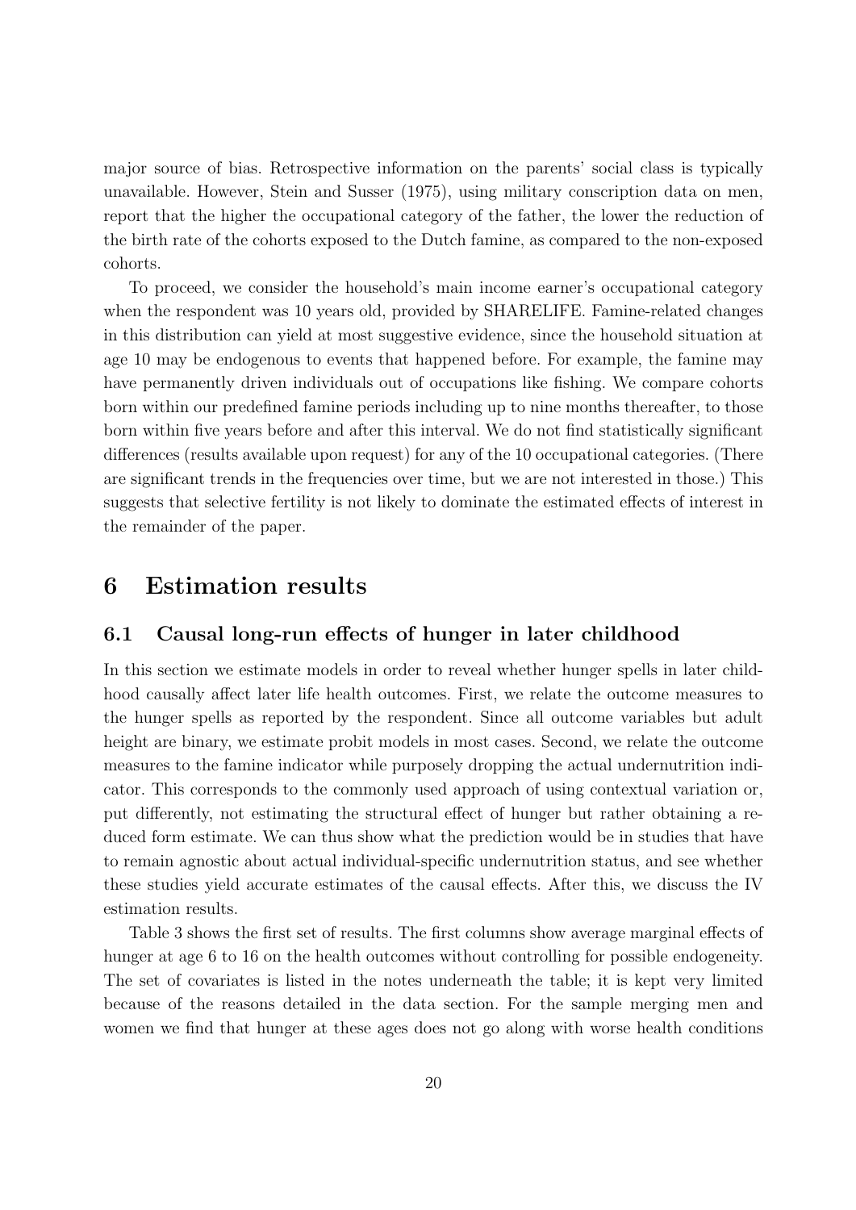major source of bias. Retrospective information on the parents' social class is typically unavailable. However, Stein and Susser (1975), using military conscription data on men, report that the higher the occupational category of the father, the lower the reduction of the birth rate of the cohorts exposed to the Dutch famine, as compared to the non-exposed cohorts.

To proceed, we consider the household's main income earner's occupational category when the respondent was 10 years old, provided by SHARELIFE. Famine-related changes in this distribution can yield at most suggestive evidence, since the household situation at age 10 may be endogenous to events that happened before. For example, the famine may have permanently driven individuals out of occupations like fishing. We compare cohorts born within our predefined famine periods including up to nine months thereafter, to those born within five years before and after this interval. We do not find statistically significant differences (results available upon request) for any of the 10 occupational categories. (There are significant trends in the frequencies over time, but we are not interested in those.) This suggests that selective fertility is not likely to dominate the estimated effects of interest in the remainder of the paper.

# 6 Estimation results

## 6.1 Causal long-run effects of hunger in later childhood

In this section we estimate models in order to reveal whether hunger spells in later childhood causally affect later life health outcomes. First, we relate the outcome measures to the hunger spells as reported by the respondent. Since all outcome variables but adult height are binary, we estimate probit models in most cases. Second, we relate the outcome measures to the famine indicator while purposely dropping the actual undernutrition indicator. This corresponds to the commonly used approach of using contextual variation or, put differently, not estimating the structural effect of hunger but rather obtaining a reduced form estimate. We can thus show what the prediction would be in studies that have to remain agnostic about actual individual-specific undernutrition status, and see whether these studies yield accurate estimates of the causal effects. After this, we discuss the IV estimation results.

Table 3 shows the first set of results. The first columns show average marginal effects of hunger at age 6 to 16 on the health outcomes without controlling for possible endogeneity. The set of covariates is listed in the notes underneath the table; it is kept very limited because of the reasons detailed in the data section. For the sample merging men and women we find that hunger at these ages does not go along with worse health conditions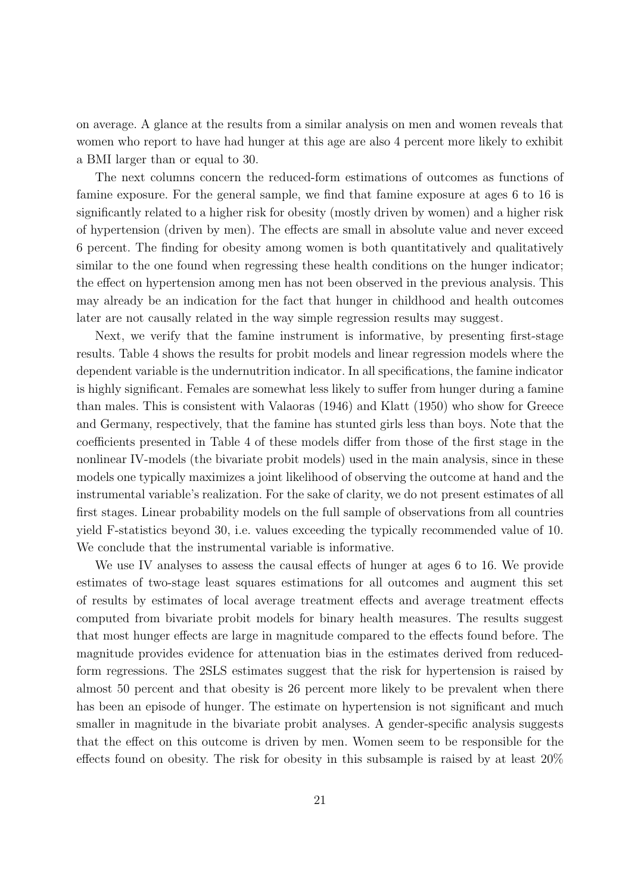on average. A glance at the results from a similar analysis on men and women reveals that women who report to have had hunger at this age are also 4 percent more likely to exhibit a BMI larger than or equal to 30.

The next columns concern the reduced-form estimations of outcomes as functions of famine exposure. For the general sample, we find that famine exposure at ages 6 to 16 is significantly related to a higher risk for obesity (mostly driven by women) and a higher risk of hypertension (driven by men). The effects are small in absolute value and never exceed 6 percent. The finding for obesity among women is both quantitatively and qualitatively similar to the one found when regressing these health conditions on the hunger indicator; the effect on hypertension among men has not been observed in the previous analysis. This may already be an indication for the fact that hunger in childhood and health outcomes later are not causally related in the way simple regression results may suggest.

Next, we verify that the famine instrument is informative, by presenting first-stage results. Table 4 shows the results for probit models and linear regression models where the dependent variable is the undernutrition indicator. In all specifications, the famine indicator is highly significant. Females are somewhat less likely to suffer from hunger during a famine than males. This is consistent with Valaoras (1946) and Klatt (1950) who show for Greece and Germany, respectively, that the famine has stunted girls less than boys. Note that the coefficients presented in Table 4 of these models differ from those of the first stage in the nonlinear IV-models (the bivariate probit models) used in the main analysis, since in these models one typically maximizes a joint likelihood of observing the outcome at hand and the instrumental variable's realization. For the sake of clarity, we do not present estimates of all first stages. Linear probability models on the full sample of observations from all countries yield F-statistics beyond 30, i.e. values exceeding the typically recommended value of 10. We conclude that the instrumental variable is informative.

We use IV analyses to assess the causal effects of hunger at ages 6 to 16. We provide estimates of two-stage least squares estimations for all outcomes and augment this set of results by estimates of local average treatment effects and average treatment effects computed from bivariate probit models for binary health measures. The results suggest that most hunger effects are large in magnitude compared to the effects found before. The magnitude provides evidence for attenuation bias in the estimates derived from reduced-form regressions. The 2SLS estimates suggest that the risk for hypertension is raised by almost 50 percent and that obesity is 26 percent more likely to be prevalent when there has been an episode of hunger. The estimate on hypertension is not significant and much smaller in magnitude in the bivariate probit analyses. A gender-specific analysis suggests that the effect on this outcome is driven by men. Women seem to be responsible for the effects found on obesity. The risk for obesity in this subsample is raised by at least 20%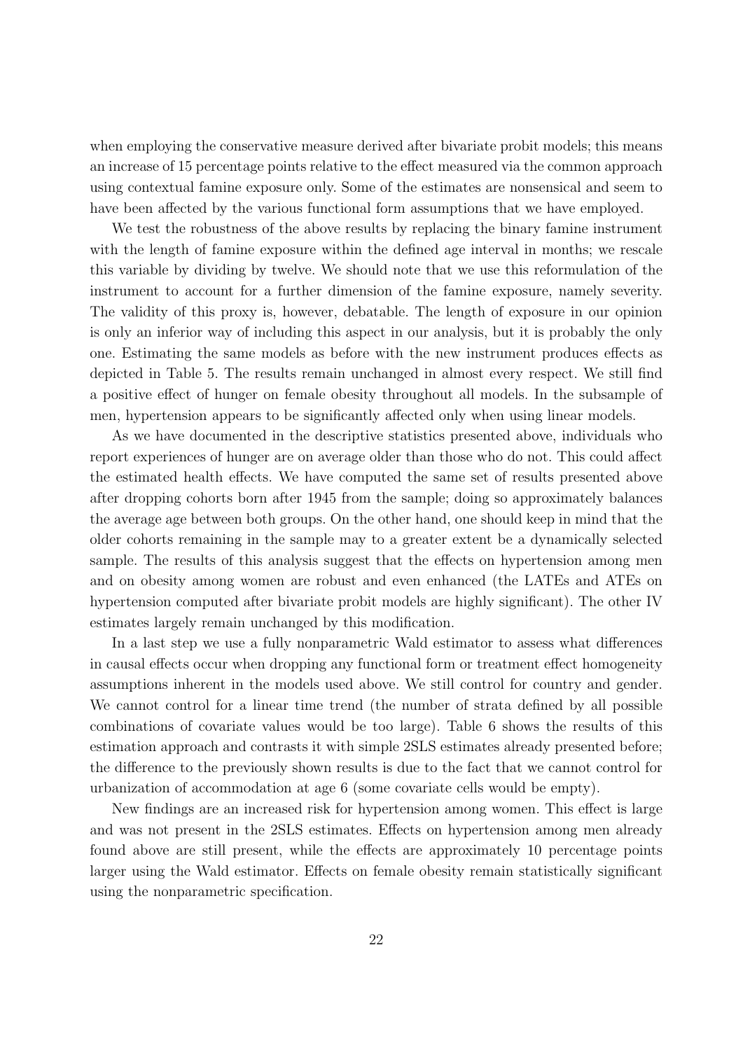when employing the conservative measure derived after bivariate probit models; this means an increase of 15 percentage points relative to the effect measured via the common approach using contextual famine exposure only. Some of the estimates are nonsensical and seem to have been affected by the various functional form assumptions that we have employed.

We test the robustness of the above results by replacing the binary famine instrument with the length of famine exposure within the defined age interval in months; we rescale this variable by dividing by twelve. We should note that we use this reformulation of the instrument to account for a further dimension of the famine exposure, namely severity. The validity of this proxy is, however, debatable. The length of exposure in our opinion is only an inferior way of including this aspect in our analysis, but it is probably the only one. Estimating the same models as before with the new instrument produces effects as depicted in Table 5. The results remain unchanged in almost every respect. We still find a positive effect of hunger on female obesity throughout all models. In the subsample of men, hypertension appears to be significantly affected only when using linear models.

As we have documented in the descriptive statistics presented above, individuals who report experiences of hunger are on average older than those who do not. This could affect the estimated health effects. We have computed the same set of results presented above after dropping cohorts born after 1945 from the sample; doing so approximately balances the average age between both groups. On the other hand, one should keep in mind that the older cohorts remaining in the sample may to a greater extent be a dynamically selected sample. The results of this analysis suggest that the effects on hypertension among men and on obesity among women are robust and even enhanced (the LATEs and ATEs on hypertension computed after bivariate probit models are highly significant). The other IV estimates largely remain unchanged by this modification.

In a last step we use a fully nonparametric Wald estimator to assess what differences in causal effects occur when dropping any functional form or treatment effect homogeneity assumptions inherent in the models used above. We still control for country and gender. We cannot control for a linear time trend (the number of strata defined by all possible combinations of covariate values would be too large). Table 6 shows the results of this estimation approach and contrasts it with simple 2SLS estimates already presented before; the difference to the previously shown results is due to the fact that we cannot control for urbanization of accommodation at age 6 (some covariate cells would be empty).

New findings are an increased risk for hypertension among women. This effect is large and was not present in the 2SLS estimates. Effects on hypertension among men already found above are still present, while the effects are approximately 10 percentage points larger using the Wald estimator. Effects on female obesity remain statistically significant using the nonparametric specification.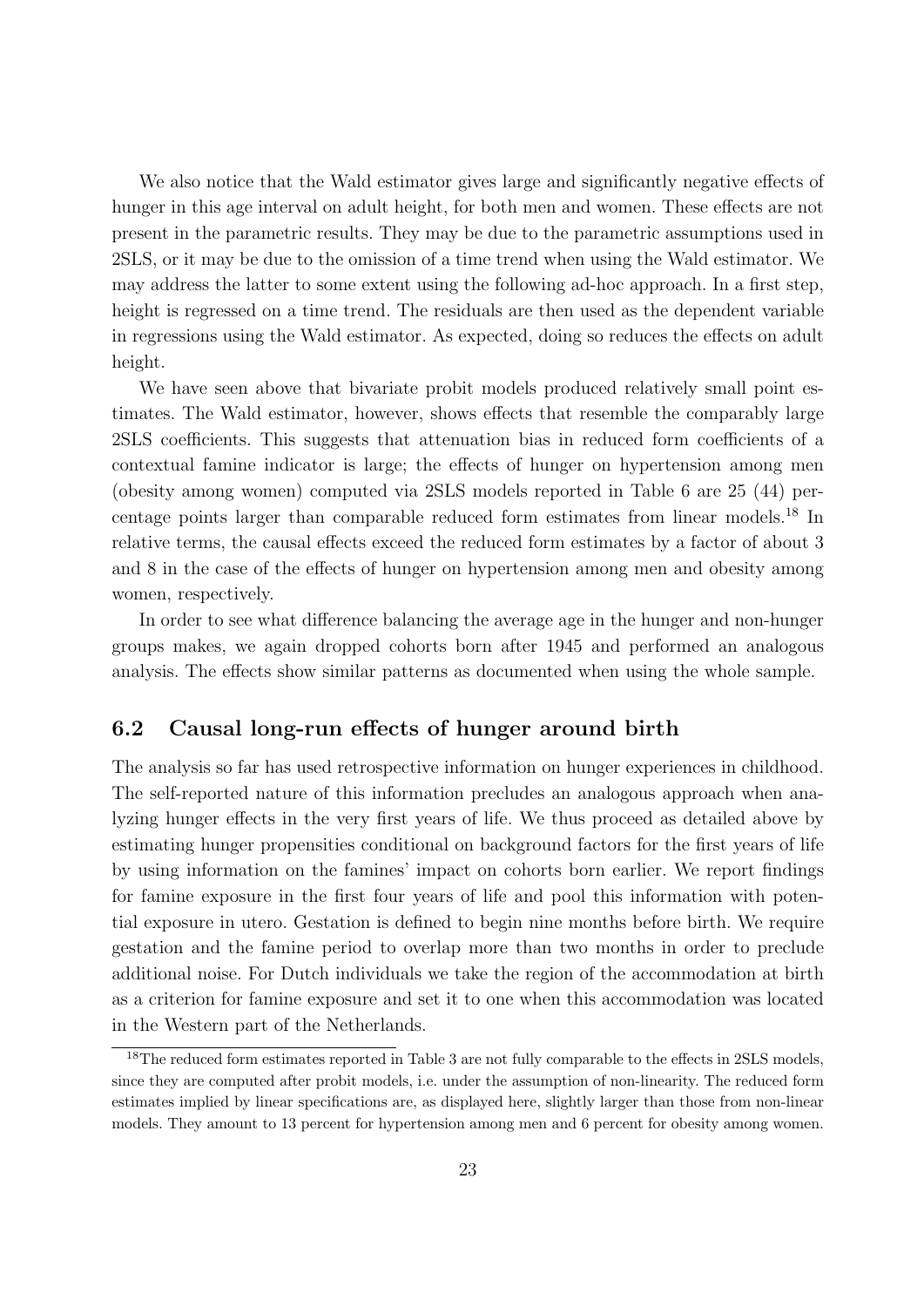We also notice that the Wald estimator gives large and significantly negative effects of hunger in this age interval on adult height, for both men and women. These effects are not present in the parametric results. They may be due to the parametric assumptions used in 2SLS, or it may be due to the omission of a time trend when using the Wald estimator. We may address the latter to some extent using the following ad-hoc approach. In a first step, height is regressed on a time trend. The residuals are then used as the dependent variable in regressions using the Wald estimator. As expected, doing so reduces the effects on adult height.

We have seen above that bivariate probit models produced relatively small point estimates. The Wald estimator, however, shows effects that resemble the comparably large 2SLS coefficients. This suggests that attenuation bias in reduced form coefficients of a contextual famine indicator is large; the effects of hunger on hypertension among men (obesity among women) computed via 2SLS models reported in Table 6 are 25 (44) percentage points larger than comparable reduced form estimates from linear models.[18] In relative terms, the causal effects exceed the reduced form estimates by a factor of about 3 and 8 in the case of the effects of hunger on hypertension among men and obesity among women, respectively.

In order to see what difference balancing the average age in the hunger and non-hunger groups makes, we again dropped cohorts born after 1945 and performed an analogous analysis. The effects show similar patterns as documented when using the whole sample.

## 6.2 Causal long-run effects of hunger around birth

The analysis so far has used retrospective information on hunger experiences in childhood. The self-reported nature of this information precludes an analogous approach when analyzing hunger effects in the very first years of life. We thus proceed as detailed above by estimating hunger propensities conditional on background factors for the first years of life by using information on the famines' impact on cohorts born earlier. We report findings for famine exposure in the first four years of life and pool this information with potential exposure in utero. Gestation is defined to begin nine months before birth. We require gestation and the famine period to overlap more than two months in order to preclude additional noise. For Dutch individuals we take the region of the accommodation at birth as a criterion for famine exposure and set it to one when this accommodation was located in the Western part of the Netherlands.

[18] The reduced form estimates reported in Table 3 are not fully comparable to the effects in 2SLS models, since they are computed after probit models, i.e. under the assumption of non-linearity. The reduced form estimates implied by linear specifications are, as displayed here, slightly larger than those from non-linear models. They amount to 13 percent for hypertension among men and 6 percent for obesity among women.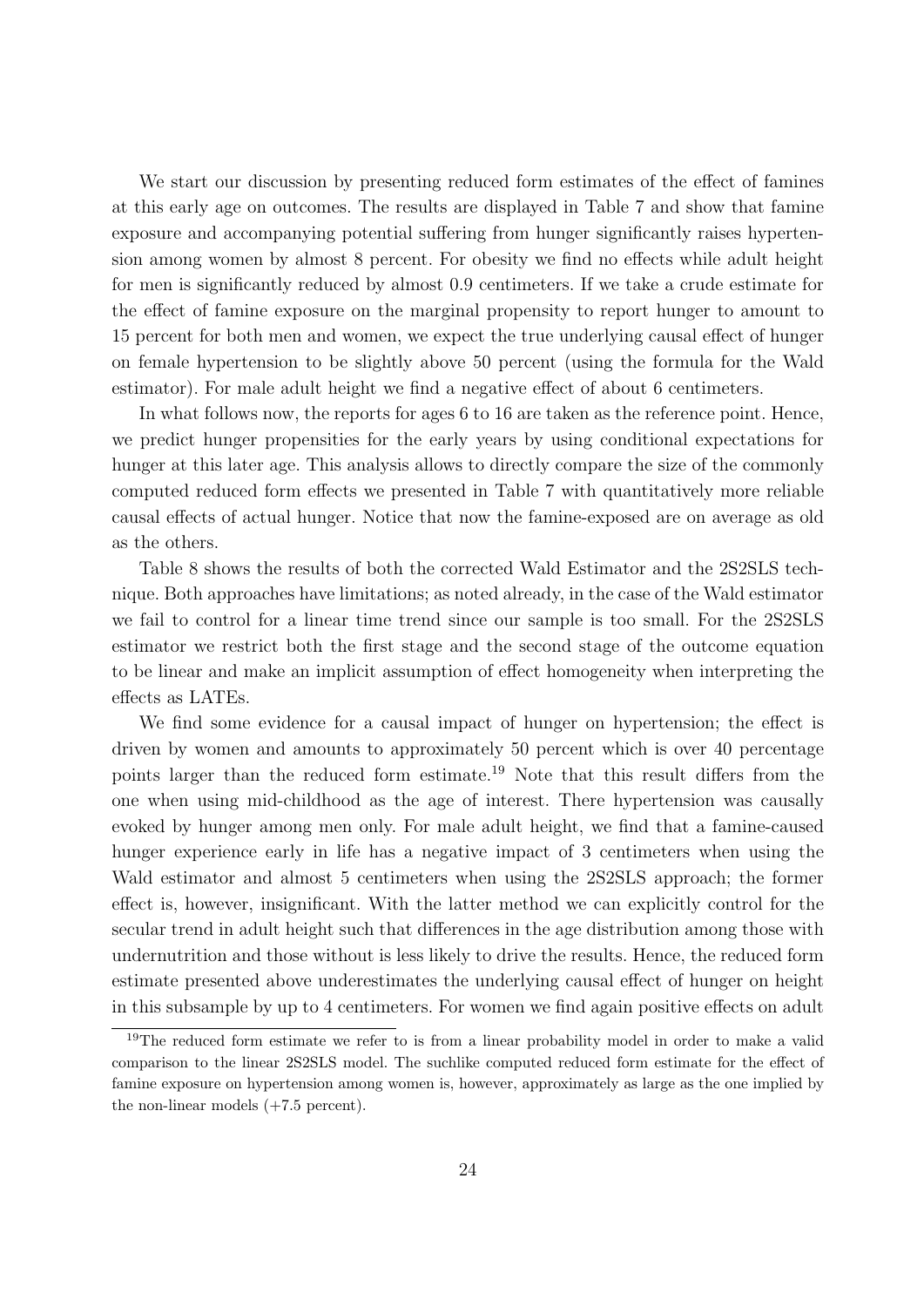We start our discussion by presenting reduced form estimates of the effect of famines at this early age on outcomes. The results are displayed in Table 7 and show that famine exposure and accompanying potential suffering from hunger significantly raises hypertension among women by almost 8 percent. For obesity we find no effects while adult height for men is significantly reduced by almost 0.9 centimeters. If we take a crude estimate for the effect of famine exposure on the marginal propensity to report hunger to amount to 15 percent for both men and women, we expect the true underlying causal effect of hunger on female hypertension to be slightly above 50 percent (using the formula for the Wald estimator). For male adult height we find a negative effect of about 6 centimeters.

In what follows now, the reports for ages 6 to 16 are taken as the reference point. Hence, we predict hunger propensities for the early years by using conditional expectations for hunger at this later age. This analysis allows to directly compare the size of the commonly computed reduced form effects we presented in Table 7 with quantitatively more reliable causal effects of actual hunger. Notice that now the famine-exposed are on average as old as the others.

Table 8 shows the results of both the corrected Wald Estimator and the 2S2SLS technique. Both approaches have limitations; as noted already, in the case of the Wald estimator we fail to control for a linear time trend since our sample is too small. For the 2S2SLS estimator we restrict both the first stage and the second stage of the outcome equation to be linear and make an implicit assumption of effect homogeneity when interpreting the effects as LATEs.

We find some evidence for a causal impact of hunger on hypertension; the effect is driven by women and amounts to approximately 50 percent which is over 40 percentage points larger than the reduced form estimate.[19] Note that this result differs from the one when using mid-childhood as the age of interest. There hypertension was causally evoked by hunger among men only. For male adult height, we find that a famine-caused hunger experience early in life has a negative impact of 3 centimeters when using the Wald estimator and almost 5 centimeters when using the 2S2SLS approach; the former effect is, however, insignificant. With the latter method we can explicitly control for the secular trend in adult height such that differences in the age distribution among those with undernutrition and those without is less likely to drive the results. Hence, the reduced form estimate presented above underestimates the underlying causal effect of hunger on height in this subsample by up to 4 centimeters. For women we find again positive effects on adult

[19]The reduced form estimate we refer to is from a linear probability model in order to make a valid comparison to the linear 2S2SLS model. The suchlike computed reduced form estimate for the effect of famine exposure on hypertension among women is, however, approximately as large as the one implied by the non-linear models (+7.5 percent).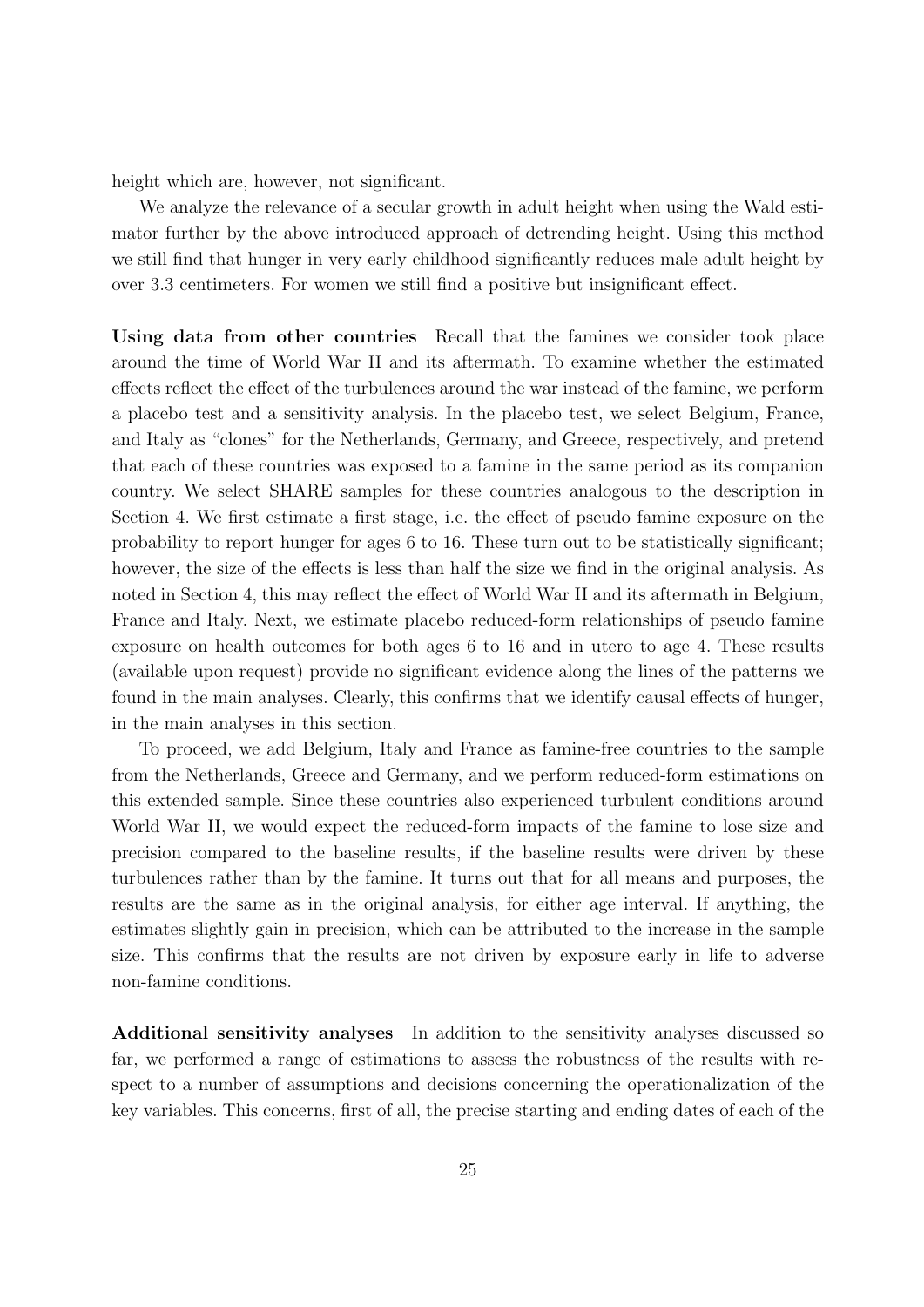height which are, however, not significant.

We analyze the relevance of a secular growth in adult height when using the Wald estimator further by the above introduced approach of detrending height. Using this method we still find that hunger in very early childhood significantly reduces male adult height by over 3.3 centimeters. For women we still find a positive but insignificant effect.

**Using data from other countries** Recall that the famines we consider took place around the time of World War II and its aftermath. To examine whether the estimated effects reflect the effect of the turbulences around the war instead of the famine, we perform a placebo test and a sensitivity analysis. In the placebo test, we select Belgium, France, and Italy as "clones" for the Netherlands, Germany, and Greece, respectively, and pretend that each of these countries was exposed to a famine in the same period as its companion country. We select SHARE samples for these countries analogous to the description in Section 4. We first estimate a first stage, i.e. the effect of pseudo famine exposure on the probability to report hunger for ages 6 to 16. These turn out to be statistically significant; however, the size of the effects is less than half the size we find in the original analysis. As noted in Section 4, this may reflect the effect of World War II and its aftermath in Belgium, France and Italy. Next, we estimate placebo reduced-form relationships of pseudo famine exposure on health outcomes for both ages 6 to 16 and in utero to age 4. These results (available upon request) provide no significant evidence along the lines of the patterns we found in the main analyses. Clearly, this confirms that we identify causal effects of hunger, in the main analyses in this section.

To proceed, we add Belgium, Italy and France as famine-free countries to the sample from the Netherlands, Greece and Germany, and we perform reduced-form estimations on this extended sample. Since these countries also experienced turbulent conditions around World War II, we would expect the reduced-form impacts of the famine to lose size and precision compared to the baseline results, if the baseline results were driven by these turbulences rather than by the famine. It turns out that for all means and purposes, the results are the same as in the original analysis, for either age interval. If anything, the estimates slightly gain in precision, which can be attributed to the increase in the sample size. This confirms that the results are not driven by exposure early in life to adverse non-famine conditions.

**Additional sensitivity analyses** In addition to the sensitivity analyses discussed so far, we performed a range of estimations to assess the robustness of the results with respect to a number of assumptions and decisions concerning the operationalization of the key variables. This concerns, first of all, the precise starting and ending dates of each of the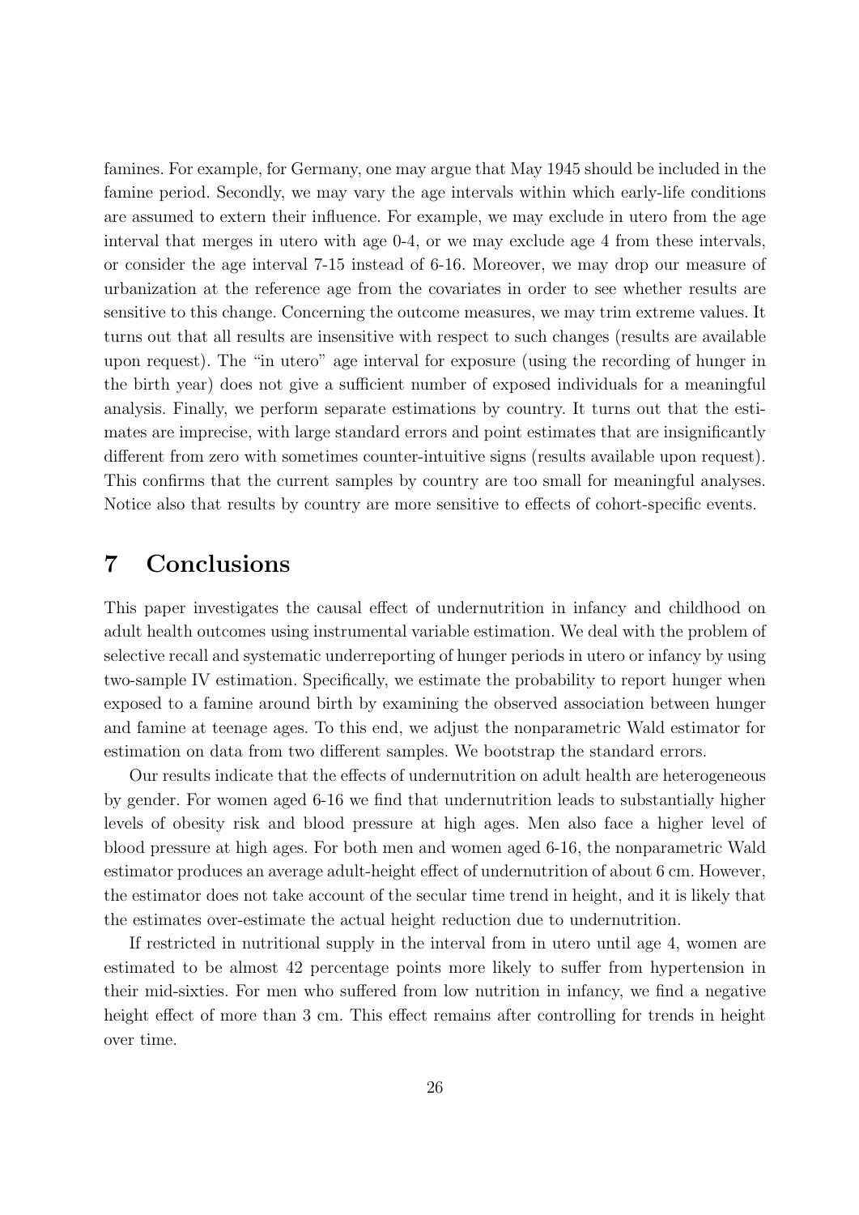famines. For example, for Germany, one may argue that May 1945 should be included in the famine period. Secondly, we may vary the age intervals within which early-life conditions are assumed to extern their influence. For example, we may exclude in utero from the age interval that merges in utero with age 0-4, or we may exclude age 4 from these intervals, or consider the age interval 7-15 instead of 6-16. Moreover, we may drop our measure of urbanization at the reference age from the covariates in order to see whether results are sensitive to this change. Concerning the outcome measures, we may trim extreme values. It turns out that all results are insensitive with respect to such changes (results are available upon request). The "in utero" age interval for exposure (using the recording of hunger in the birth year) does not give a sufficient number of exposed individuals for a meaningful analysis. Finally, we perform separate estimations by country. It turns out that the estimates are imprecise, with large standard errors and point estimates that are insignificantly different from zero with sometimes counter-intuitive signs (results available upon request). This confirms that the current samples by country are too small for meaningful analyses. Notice also that results by country are more sensitive to effects of cohort-specific events.

# 7 Conclusions

This paper investigates the causal effect of undernutrition in infancy and childhood on adult health outcomes using instrumental variable estimation. We deal with the problem of selective recall and systematic underreporting of hunger periods in utero or infancy by using two-sample IV estimation. Specifically, we estimate the probability to report hunger when exposed to a famine around birth by examining the observed association between hunger and famine at teenage ages. To this end, we adjust the nonparametric Wald estimator for estimation on data from two different samples. We bootstrap the standard errors.

Our results indicate that the effects of undernutrition on adult health are heterogeneous by gender. For women aged 6-16 we find that undernutrition leads to substantially higher levels of obesity risk and blood pressure at high ages. Men also face a higher level of blood pressure at high ages. For both men and women aged 6-16, the nonparametric Wald estimator produces an average adult-height effect of undernutrition of about 6 cm. However, the estimator does not take account of the secular time trend in height, and it is likely that the estimates over-estimate the actual height reduction due to undernutrition.

If restricted in nutritional supply in the interval from in utero until age 4, women are estimated to be almost 42 percentage points more likely to suffer from hypertension in their mid-sixties. For men who suffered from low nutrition in infancy, we find a negative height effect of more than 3 cm. This effect remains after controlling for trends in height over time.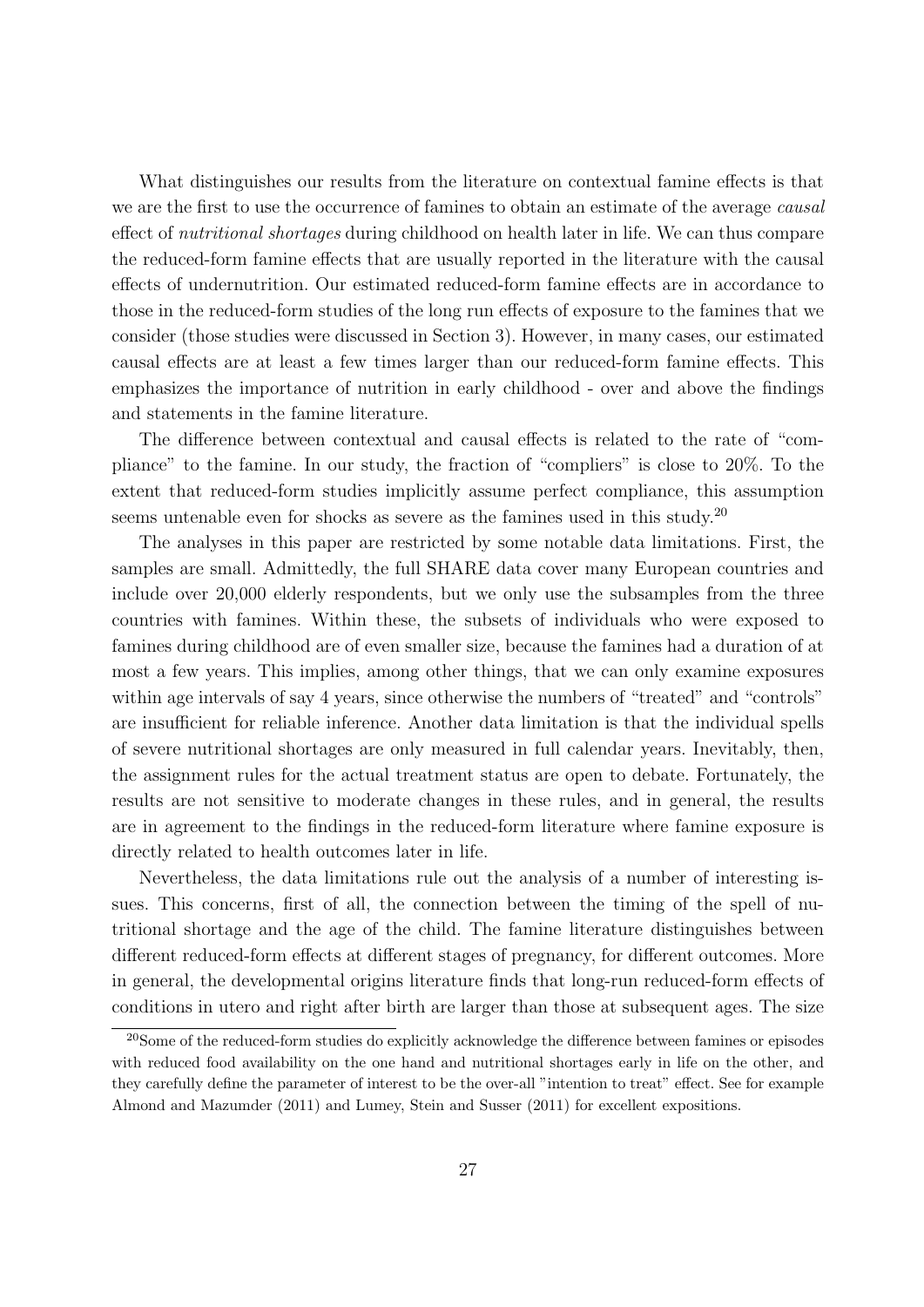What distinguishes our results from the literature on contextual famine effects is that we are the first to use the occurrence of famines to obtain an estimate of the average *causal* effect of *nutritional shortages* during childhood on health later in life. We can thus compare the reduced-form famine effects that are usually reported in the literature with the causal effects of undernutrition. Our estimated reduced-form famine effects are in accordance to those in the reduced-form studies of the long run effects of exposure to the famines that we consider (those studies were discussed in Section 3). However, in many cases, our estimated causal effects are at least a few times larger than our reduced-form famine effects. This emphasizes the importance of nutrition in early childhood - over and above the findings and statements in the famine literature.

The difference between contextual and causal effects is related to the rate of "compliance" to the famine. In our study, the fraction of "compliers" is close to 20%. To the extent that reduced-form studies implicitly assume perfect compliance, this assumption seems untenable even for shocks as severe as the famines used in this study.[20]

The analyses in this paper are restricted by some notable data limitations. First, the samples are small. Admittedly, the full SHARE data cover many European countries and include over 20,000 elderly respondents, but we only use the subsamples from the three countries with famines. Within these, the subsets of individuals who were exposed to famines during childhood are of even smaller size, because the famines had a duration of at most a few years. This implies, among other things, that we can only examine exposures within age intervals of say 4 years, since otherwise the numbers of "treated" and "controls" are insufficient for reliable inference. Another data limitation is that the individual spells of severe nutritional shortages are only measured in full calendar years. Inevitably, then, the assignment rules for the actual treatment status are open to debate. Fortunately, the results are not sensitive to moderate changes in these rules, and in general, the results are in agreement to the findings in the reduced-form literature where famine exposure is directly related to health outcomes later in life.

Nevertheless, the data limitations rule out the analysis of a number of interesting issues. This concerns, first of all, the connection between the timing of the spell of nutritional shortage and the age of the child. The famine literature distinguishes between different reduced-form effects at different stages of pregnancy, for different outcomes. More in general, the developmental origins literature finds that long-run reduced-form effects of conditions in utero and right after birth are larger than those at subsequent ages. The size

[20] Some of the reduced-form studies do explicitly acknowledge the difference between famines or episodes with reduced food availability on the one hand and nutritional shortages early in life on the other, and they carefully define the parameter of interest to be the over-all "intention to treat" effect. See for example Almond and Mazumder (2011) and Lumey, Stein and Susser (2011) for excellent expositions.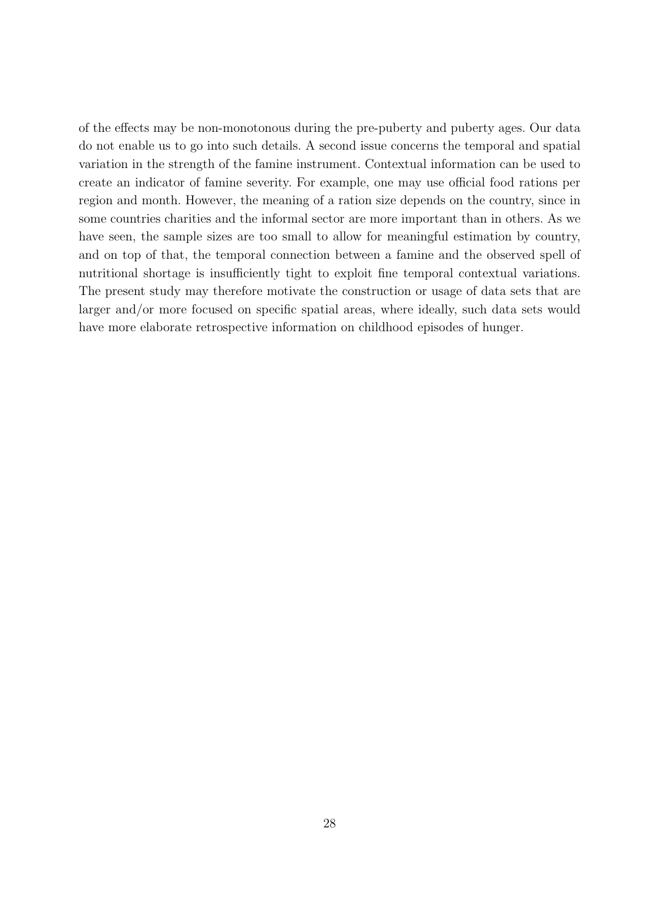of the effects may be non-monotonous during the pre-puberty and puberty ages. Our data do not enable us to go into such details. A second issue concerns the temporal and spatial variation in the strength of the famine instrument. Contextual information can be used to create an indicator of famine severity. For example, one may use official food rations per region and month. However, the meaning of a ration size depends on the country, since in some countries charities and the informal sector are more important than in others. As we have seen, the sample sizes are too small to allow for meaningful estimation by country, and on top of that, the temporal connection between a famine and the observed spell of nutritional shortage is insufficiently tight to exploit fine temporal contextual variations. The present study may therefore motivate the construction or usage of data sets that are larger and/or more focused on specific spatial areas, where ideally, such data sets would have more elaborate retrospective information on childhood episodes of hunger.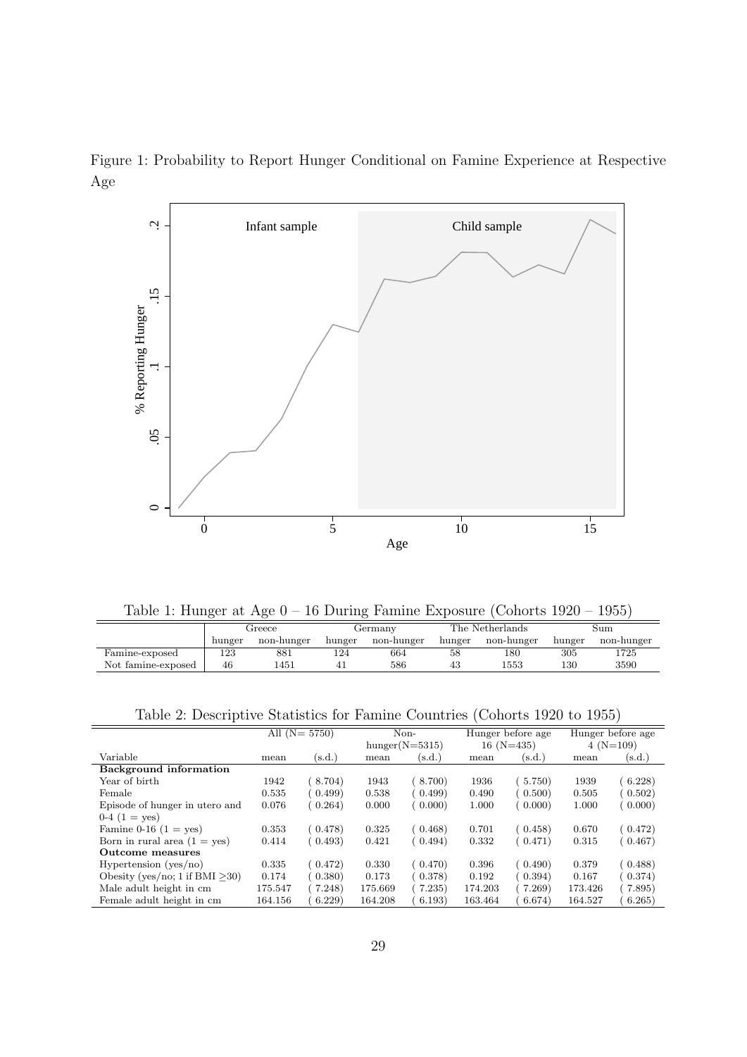Figure 1: Probability to Report Hunger Conditional on Famine Experience at Respective Age

Table 1: Hunger at Age 0 – 16 During Famine Exposure (Cohorts 1920 – 1955)

| | Greece | | Germany | | The Netherlands | | Sum | |
|---|---|---|---|---|---|---|---|---|
| | hunger | non-hunger | hunger | non-hunger | hunger | non-hunger | hunger | non-hunger |
| Famine-exposed | 123 | 881 | 124 | 664 | 58 | 180 | 305 | 1725 |
| Not famine-exposed | 46 | 1451 | 41 | 586 | 43 | 1553 | 130 | 3590 |

Table 2: Descriptive Statistics for Famine Countries (Cohorts 1920 to 1955)

| | All (N= 5750) | | Non-hunger(N=5315) | | Hunger before age 16 (N=435) | | Hunger before age 4 (N=109) | |
|---|---|---|---|---|---|---|---|---|
| Variable | mean | (s.d.) | mean | (s.d.) | mean | (s.d.) | mean | (s.d.) |
| **Background information** | | | | | | | | |
| Year of birth | 1942 | ( 8.704) | 1943 | ( 8.700) | 1936 | ( 5.750) | 1939 | ( 6.228) |
| Female | 0.535 | ( 0.499) | 0.538 | ( 0.499) | 0.490 | ( 0.500) | 0.505 | ( 0.502) |
| Episode of hunger in utero and 0-4 (1 = yes) | 0.076 | ( 0.264) | 0.000 | ( 0.000) | 1.000 | ( 0.000) | 1.000 | ( 0.000) |
| Famine 0-16 (1 = yes) | 0.353 | ( 0.478) | 0.325 | ( 0.468) | 0.701 | ( 0.458) | 0.670 | ( 0.472) |
| Born in rural area (1 = yes) | 0.414 | ( 0.493) | 0.421 | ( 0.494) | 0.332 | ( 0.471) | 0.315 | ( 0.467) |
| **Outcome measures** | | | | | | | | |
| Hypertension (yes/no) | 0.335 | ( 0.472) | 0.330 | ( 0.470) | 0.396 | ( 0.490) | 0.379 | ( 0.488) |
| Obesity (yes/no; 1 if BMI $\geq$30) | 0.174 | ( 0.380) | 0.173 | ( 0.378) | 0.192 | ( 0.394) | 0.167 | ( 0.374) |
| Male adult height in cm | 175.547 | ( 7.248) | 175.669 | ( 7.235) | 174.203 | ( 7.269) | 173.426 | ( 7.895) |
| Female adult height in cm | 164.156 | ( 6.229) | 164.208 | ( 6.193) | 163.464 | ( 6.674) | 164.527 | ( 6.265) |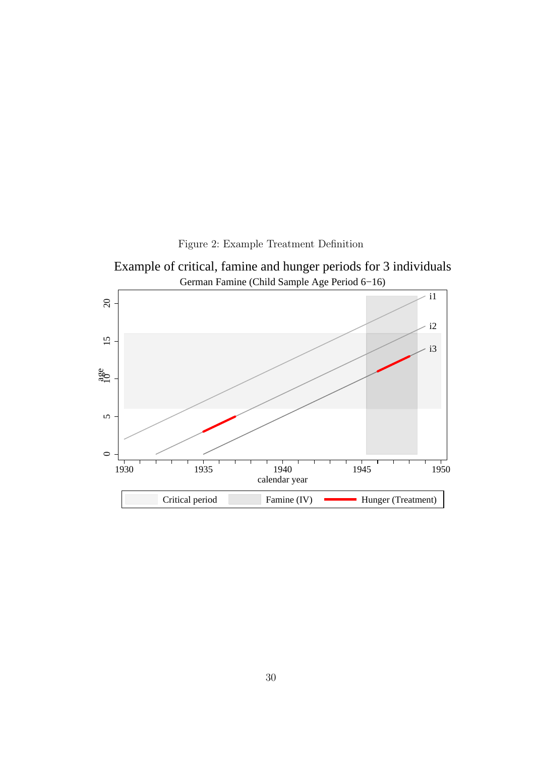Figure 2: Example Treatment Definition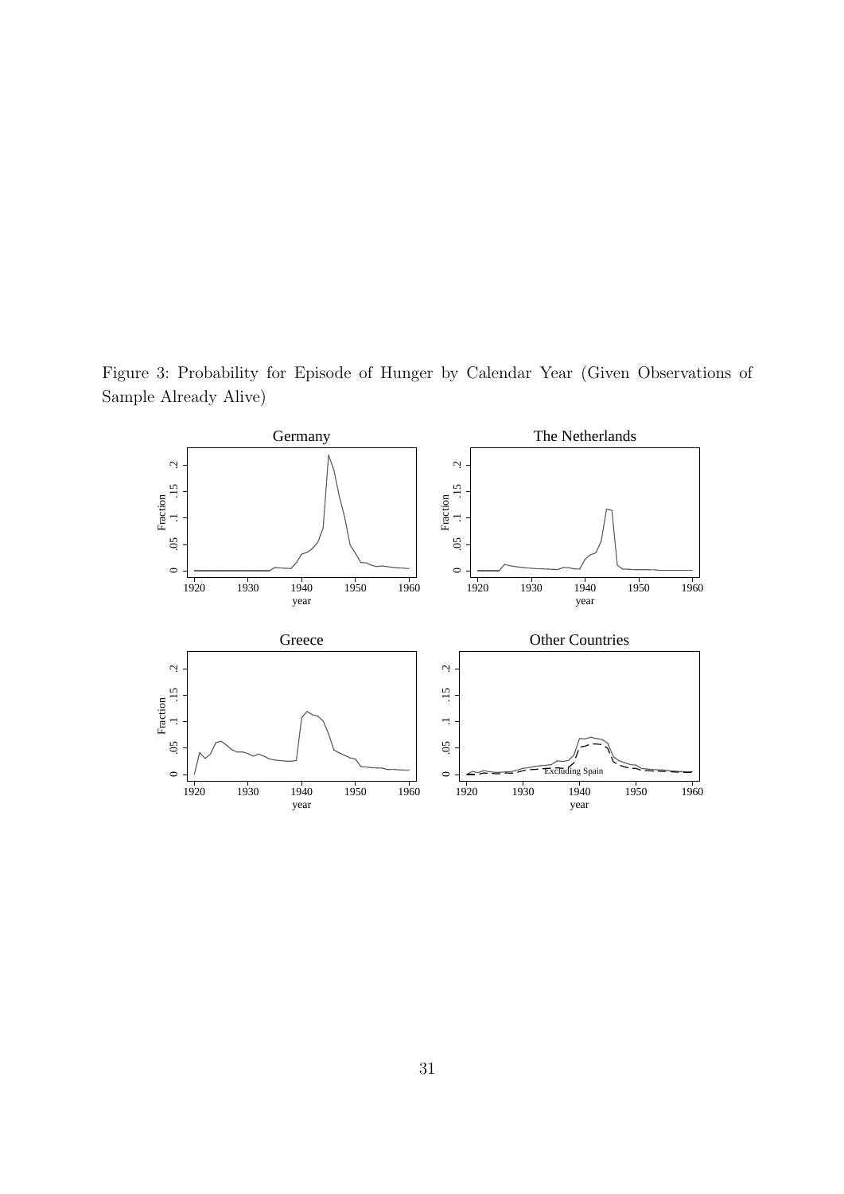Figure 3: Probability for Episode of Hunger by Calendar Year (Given Observations of Sample Already Alive)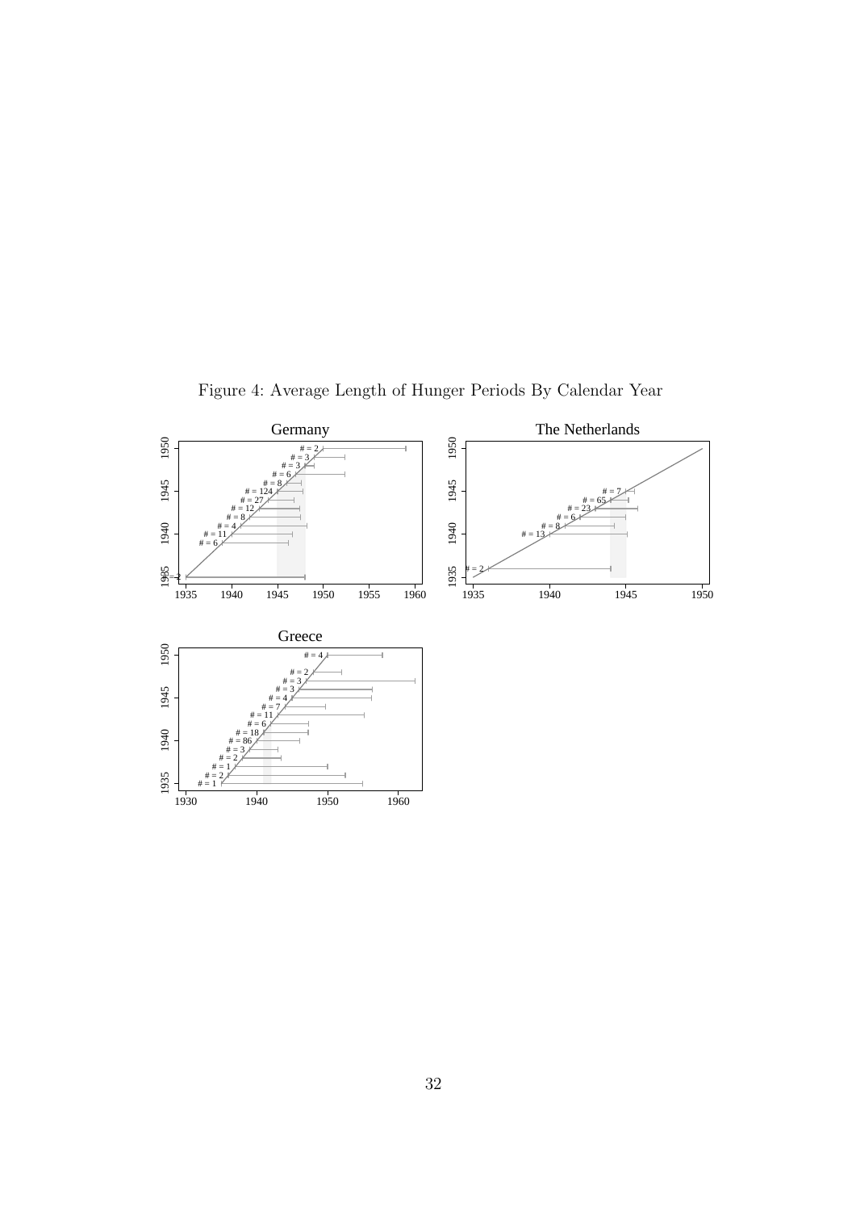Figure 4: Average Length of Hunger Periods By Calendar Year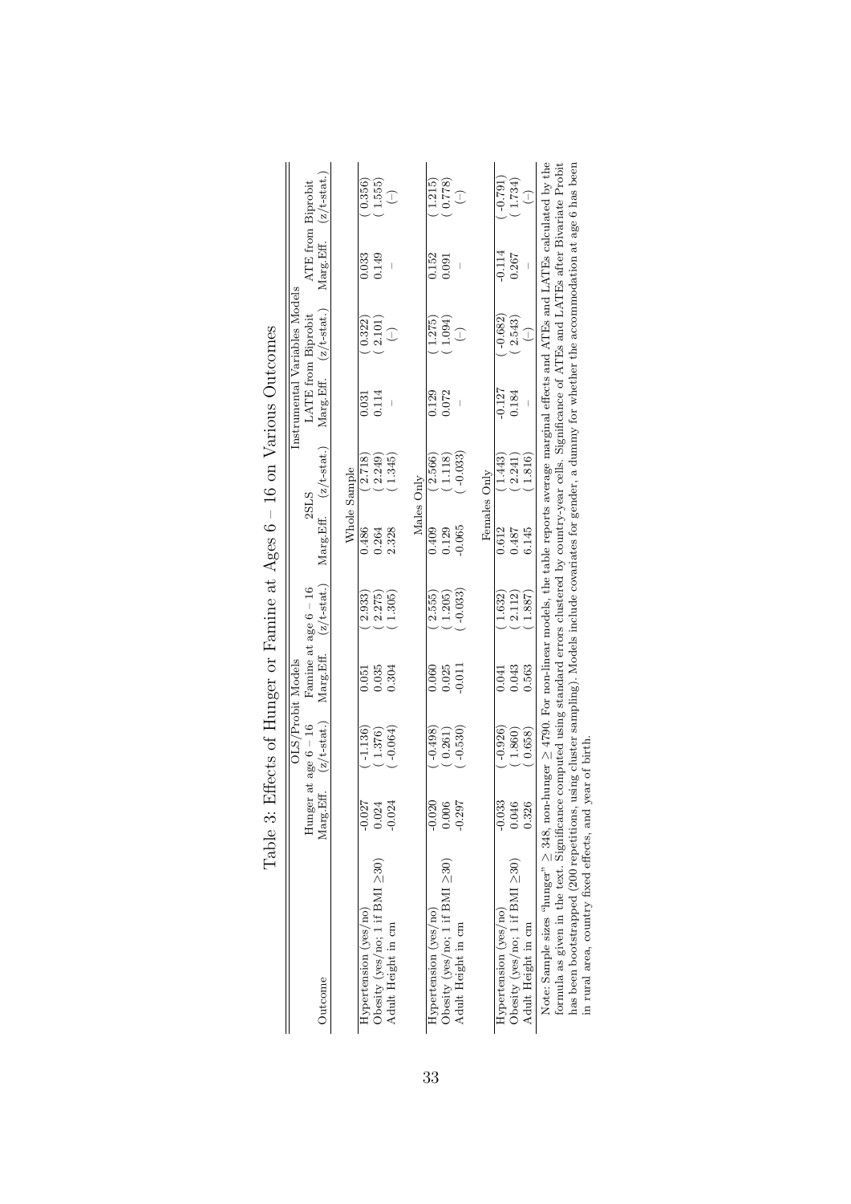Table 3: Effects of Hunger or Famine at Ages 6 – 16 on Various Outcomes

| Outcome | OLS/Probit Models | | | | Instrumental Variables Models | | | | | |
|---|---|---|---|---|---|---|---|---|---|---|
| | Hunger at age 6 – 16 | | Famine at age 6 – 16 | | 2SLS | | LATE from Biprobit | | ATE from Biprobit | |
| | Marg.Eff. | (z/t-stat.) | Marg.Eff. | (z/t-stat.) | Marg.Eff. | (z/t-stat.) | Marg.Eff. | (z/t-stat.) | Marg.Eff. | (z/t-stat.) |
| **Whole Sample** | | | | | | | | | | |
| Hypertension (yes/no) | -0.027 | (-1.136) | 0.051 | (2.933) | 0.486 | (2.718) | 0.031 | (0.322) | 0.033 | (0.356) |
| Obesity (yes/no; 1 if BMI ≥30) | 0.024 | (1.376) | 0.035 | (2.275) | 0.264 | (2.249) | 0.114 | (2.101) | 0.149 | (1.555) |
| Adult Height in cm | -0.024 | (-0.064) | 0.304 | (1.305) | 2.328 | (1.345) | – | (–) | – | (–) |
| **Males Only** | | | | | | | | | | |
| Hypertension (yes/no) | -0.020 | (-0.498) | 0.060 | (2.555) | 0.409 | (2.566) | 0.129 | (1.275) | 0.152 | (1.215) |
| Obesity (yes/no; 1 if BMI ≥30) | 0.006 | (0.261) | 0.025 | (1.205) | 0.129 | (1.118) | 0.072 | (1.094) | 0.091 | (0.778) |
| Adult Height in cm | -0.297 | (-0.530) | -0.011 | (-0.033) | -0.065 | (-0.033) | – | (–) | – | (–) |
| **Females Only** | | | | | | | | | | |
| Hypertension (yes/no) | -0.033 | (-0.926) | 0.041 | (1.632) | 0.612 | (1.443) | -0.127 | (-0.682) | -0.114 | (-0.791) |
| Obesity (yes/no; 1 if BMI ≥30) | 0.046 | (1.860) | 0.043 | (2.112) | 0.487 | (2.241) | 0.184 | (2.543) | 0.267 | (1.734) |
| Adult Height in cm | 0.326 | (0.658) | 0.563 | (1.887) | 6.145 | (1.816) | – | (–) | – | (–) |

Note: Sample sizes "hunger" ≥ 348, non-hunger ≥ 4790. For non-linear models, the table reports average marginal effects and ATEs and LATEs calculated by the formula as given in the text. Significance computed using standard errors clustered by country-year cells. Significance of ATEs and LATEs after Bivariate Probit has been bootstrapped (200 repetitions, using cluster sampling). Models include covariates for gender, a dummy for whether the accommodation at age 6 has been in rural area, country fixed effects, and year of birth.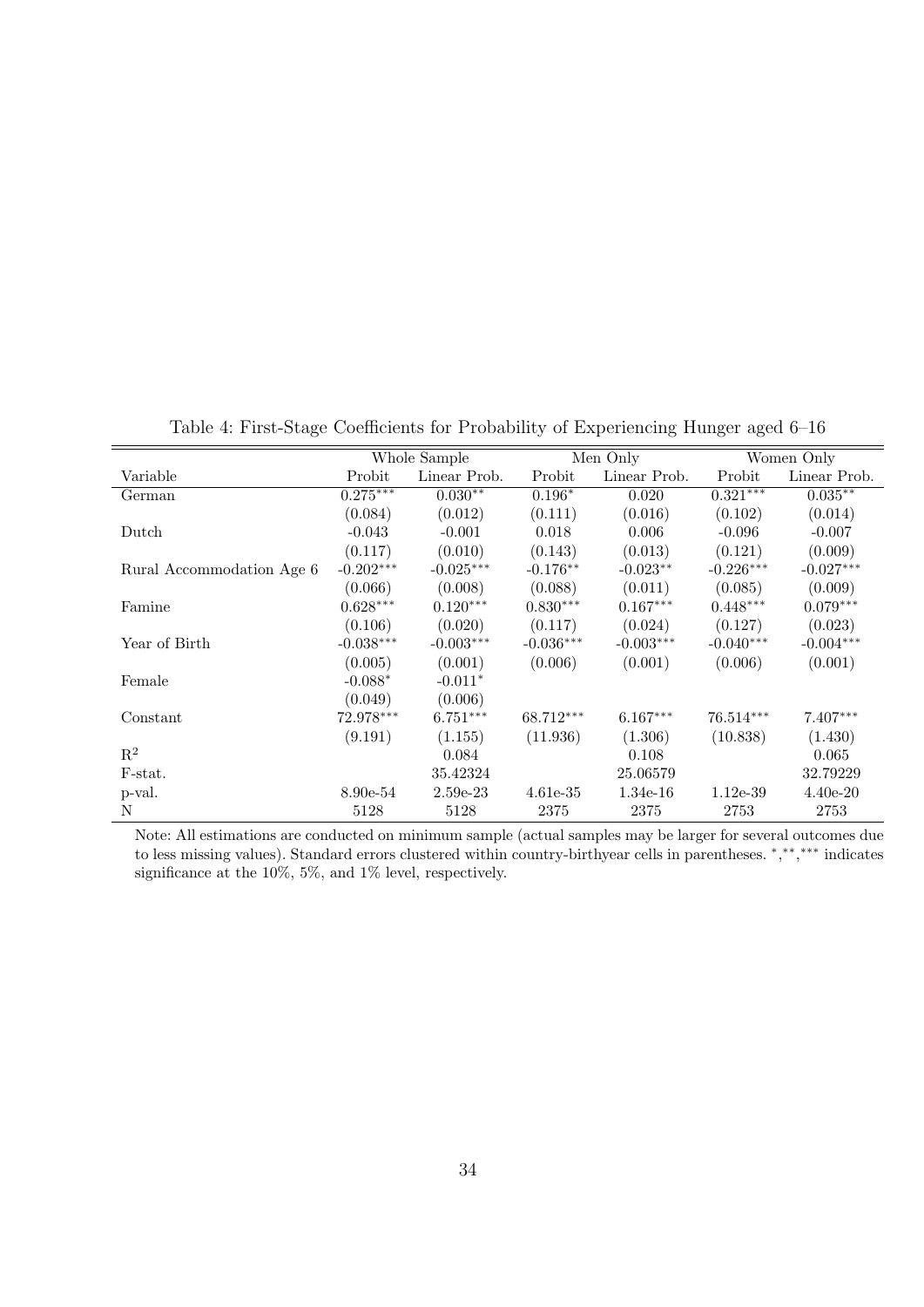Table 4: First-Stage Coefficients for Probability of Experiencing Hunger aged 6–16

| | Whole Sample | | Men Only | | Women Only | |
|---|---|---|---|---|---|---|
| Variable | Probit | Linear Prob. | Probit | Linear Prob. | Probit | Linear Prob. |
| German | 0.275*** | 0.030** | 0.196* | 0.020 | 0.321*** | 0.035** |
| | (0.084) | (0.012) | (0.111) | (0.016) | (0.102) | (0.014) |
| Dutch | -0.043 | -0.001 | 0.018 | 0.006 | -0.096 | -0.007 |
| | (0.117) | (0.010) | (0.143) | (0.013) | (0.121) | (0.009) |
| Rural Accommodation Age 6 | -0.202*** | -0.025*** | -0.176** | -0.023** | -0.226*** | -0.027*** |
| | (0.066) | (0.008) | (0.088) | (0.011) | (0.085) | (0.009) |
| Famine | 0.628*** | 0.120*** | 0.830*** | 0.167*** | 0.448*** | 0.079*** |
| | (0.106) | (0.020) | (0.117) | (0.024) | (0.127) | (0.023) |
| Year of Birth | -0.038*** | -0.003*** | -0.036*** | -0.003*** | -0.040*** | -0.004*** |
| | (0.005) | (0.001) | (0.006) | (0.001) | (0.006) | (0.001) |
| Female | -0.088* | -0.011* | | | | |
| | (0.049) | (0.006) | | | | |
| Constant | 72.978*** | 6.751*** | 68.712*** | 6.167*** | 76.514*** | 7.407*** |
| | (9.191) | (1.155) | (11.936) | (1.306) | (10.838) | (1.430) |
| $R^2$ | | 0.084 | | 0.108 | | 0.065 |
| F-stat. | | 35.42324 | | 25.06579 | | 32.79229 |
| p-val. | 8.90e-54 | 2.59e-23 | 4.61e-35 | 1.34e-16 | 1.12e-39 | 4.40e-20 |
| N | 5128 | 5128 | 2375 | 2375 | 2753 | 2753 |

Note: All estimations are conducted on minimum sample (actual samples may be larger for several outcomes due to less missing values). Standard errors clustered within country-birthyear cells in parentheses. *,**,*** indicates significance at the 10%, 5%, and 1% level, respectively.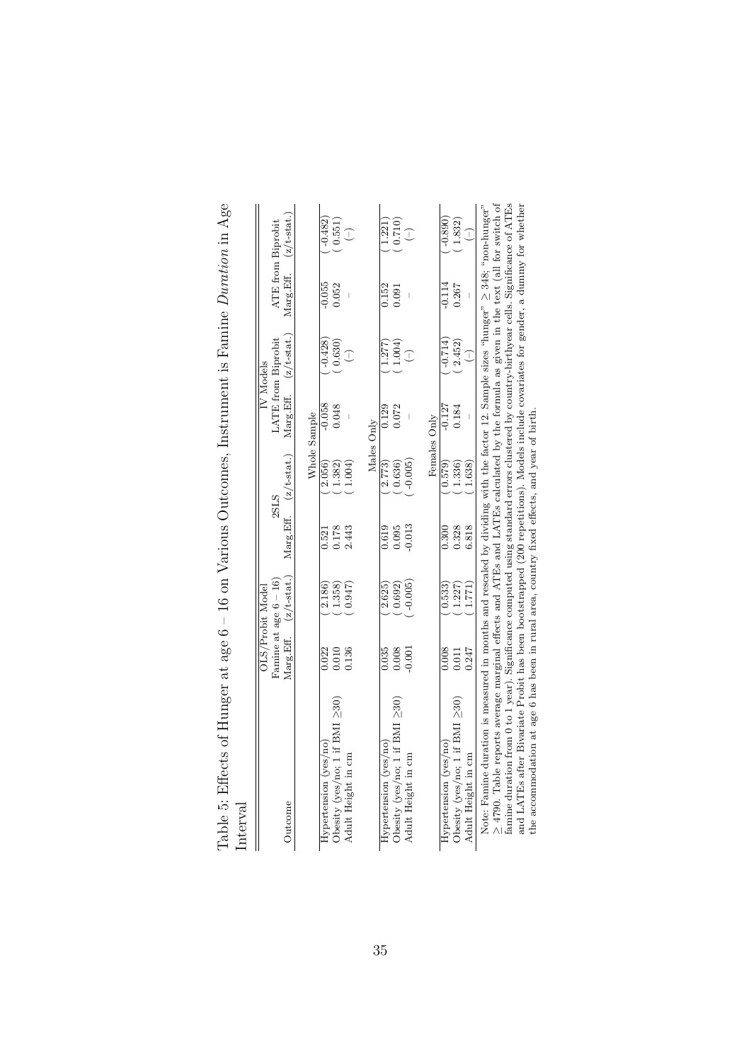Table 5: Effects of Hunger at age 6 – 16 on Various Outcomes, Instrument is Famine *Duration* in Age Interval

| Outcome | OLS/Probit Model Famine at age 6 – 16 Marg.Eff. | (z/t-stat.) | IV Models 2SLS Marg.Eff. | (z/t-stat.) | LATE from Biprobit Marg.Eff. | (z/t-stat.) | ATE from Biprobit Marg.Eff. | (z/t-stat.) |
|---|---|---|---|---|---|---|---|---|
| **Whole Sample** | | | | | | | | |
| Hypertension (yes/no) | 0.022 | (2.186) | 0.521 | (2.056) | -0.058 | (-0.428) | -0.055 | (-0.482) |
| Obesity (yes/no; 1 if BMI ≥30) | 0.010 | (1.358) | 0.178 | (1.382) | 0.048 | (0.630) | 0.052 | (0.551) |
| Adult Height in cm | 0.136 | (0.947) | 2.443 | (1.004) | – | (–) | – | (–) |
| **Males Only** | | | | | | | | |
| Hypertension (yes/no) | 0.035 | (2.625) | 0.619 | (2.773) | 0.129 | (1.277) | 0.152 | (1.221) |
| Obesity (yes/no; 1 if BMI ≥30) | 0.008 | (0.692) | 0.095 | (0.636) | 0.072 | (1.004) | 0.091 | (0.710) |
| Adult Height in cm | -0.001 | (-0.005) | -0.013 | (-0.005) | – | (–) | – | (–) |
| **Females Only** | | | | | | | | |
| Hypertension (yes/no) | 0.008 | (0.533) | 0.300 | (0.579) | -0.127 | (-0.714) | -0.114 | (-0.890) |
| Obesity (yes/no; 1 if BMI ≥30) | 0.011 | (1.227) | 0.328 | (1.336) | 0.184 | (2.452) | 0.267 | (1.832) |
| Adult Height in cm | 0.247 | (1.771) | 6.818 | (1.638) | – | (–) | – | (–) |

Note: Famine duration is measured in months and rescaled by dividing with the factor 12. Sample sizes "hunger" ≥ 348; "non-hunger" ≥ 4790. Table reports average marginal effects and ATEs and LATEs calculated by the formula as given in the text (all for switch of famine duration from 0 to 1 year). Significance computed using standard errors clustered by country-birthyear cells. Significance of ATEs and LATEs after Bivariate Probit has been bootstrapped (200 repetitions). Models include covariates for gender, a dummy for whether the accommodation at age 6 has been in rural area, country fixed effects, and year of birth.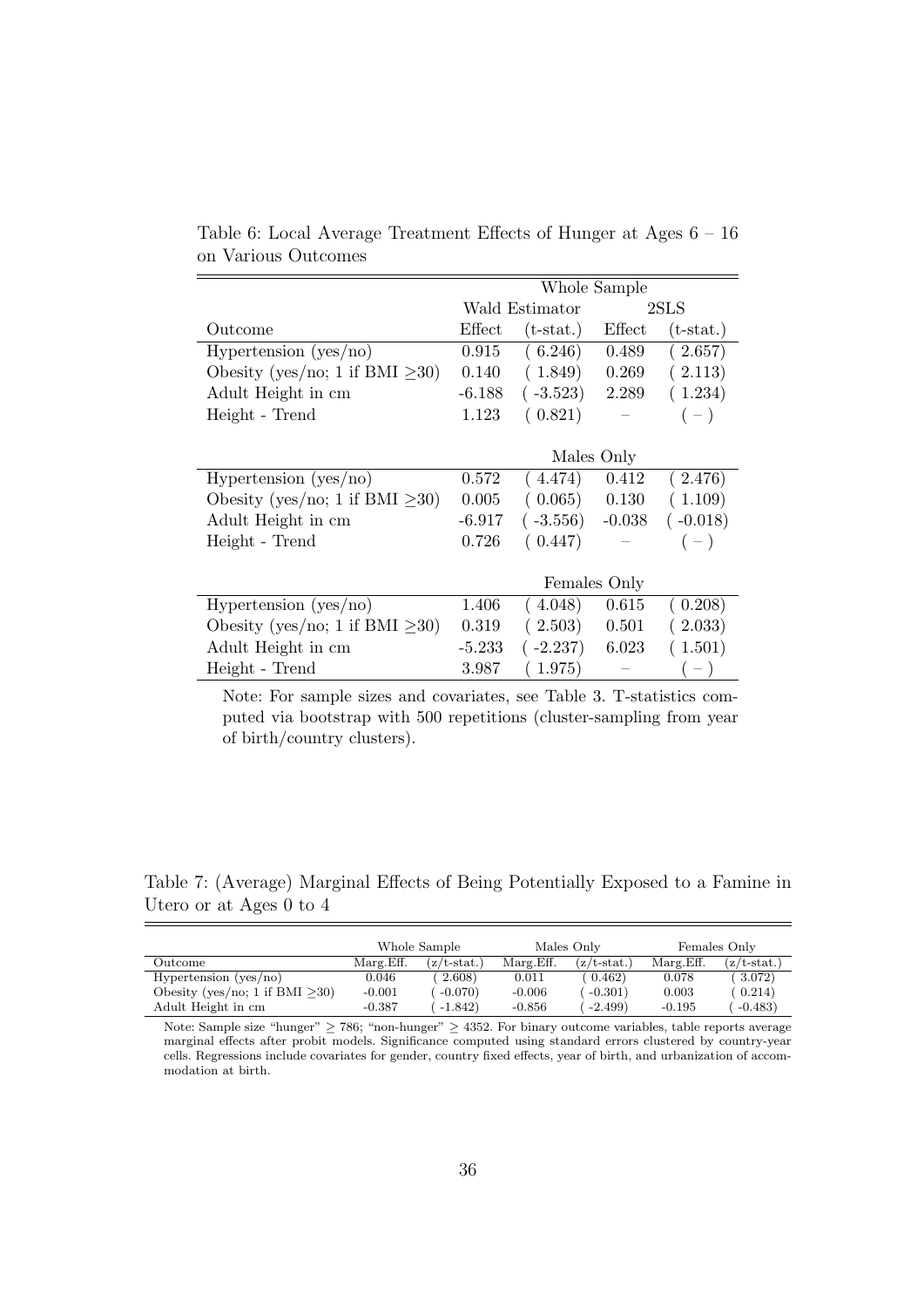Table 6: Local Average Treatment Effects of Hunger at Ages 6 – 16 on Various Outcomes

| | Whole Sample | | | |
|---|---|---|---|---|
| | Wald Estimator | | 2SLS | |
| Outcome | Effect | (t-stat.) | Effect | (t-stat.) |
| Hypertension (yes/no) | 0.915 | ( 6.246) | 0.489 | ( 2.657) |
| Obesity (yes/no; 1 if BMI ≥30) | 0.140 | ( 1.849) | 0.269 | ( 2.113) |
| Adult Height in cm | -6.188 | ( -3.523) | 2.289 | ( 1.234) |
| Height - Trend | 1.123 | ( 0.821) | – | ( – ) |
| | Males Only | | | |
| Hypertension (yes/no) | 0.572 | ( 4.474) | 0.412 | ( 2.476) |
| Obesity (yes/no; 1 if BMI ≥30) | 0.005 | ( 0.065) | 0.130 | ( 1.109) |
| Adult Height in cm | -6.917 | ( -3.556) | -0.038 | ( -0.018) |
| Height - Trend | 0.726 | ( 0.447) | – | ( – ) |
| | Females Only | | | |
| Hypertension (yes/no) | 1.406 | ( 4.048) | 0.615 | ( 0.208) |
| Obesity (yes/no; 1 if BMI ≥30) | 0.319 | ( 2.503) | 0.501 | ( 2.033) |
| Adult Height in cm | -5.233 | ( -2.237) | 6.023 | ( 1.501) |
| Height - Trend | 3.987 | ( 1.975) | – | ( – ) |

Note: For sample sizes and covariates, see Table 3. T-statistics computed via bootstrap with 500 repetitions (cluster-sampling from year of birth/country clusters).

Table 7: (Average) Marginal Effects of Being Potentially Exposed to a Famine in Utero or at Ages 0 to 4

| | Whole Sample | | Males Only | | Females Only | |
|---|---|---|---|---|---|---|
| Outcome | Marg.Eff. | (z/t-stat.) | Marg.Eff. | (z/t-stat.) | Marg.Eff. | (z/t-stat.) |
| Hypertension (yes/no) | 0.046 | ( 2.608) | 0.011 | ( 0.462) | 0.078 | ( 3.072) |
| Obesity (yes/no; 1 if BMI ≥30) | -0.001 | ( -0.070) | -0.006 | ( -0.301) | 0.003 | ( 0.214) |
| Adult Height in cm | -0.387 | ( -1.842) | -0.856 | ( -2.499) | -0.195 | ( -0.483) |

Note: Sample size "hunger" ≥ 786; "non-hunger" ≥ 4352. For binary outcome variables, table reports average marginal effects after probit models. Significance computed using standard errors clustered by country-year cells. Regressions include covariates for gender, country fixed effects, year of birth, and urbanization of accommodation at birth.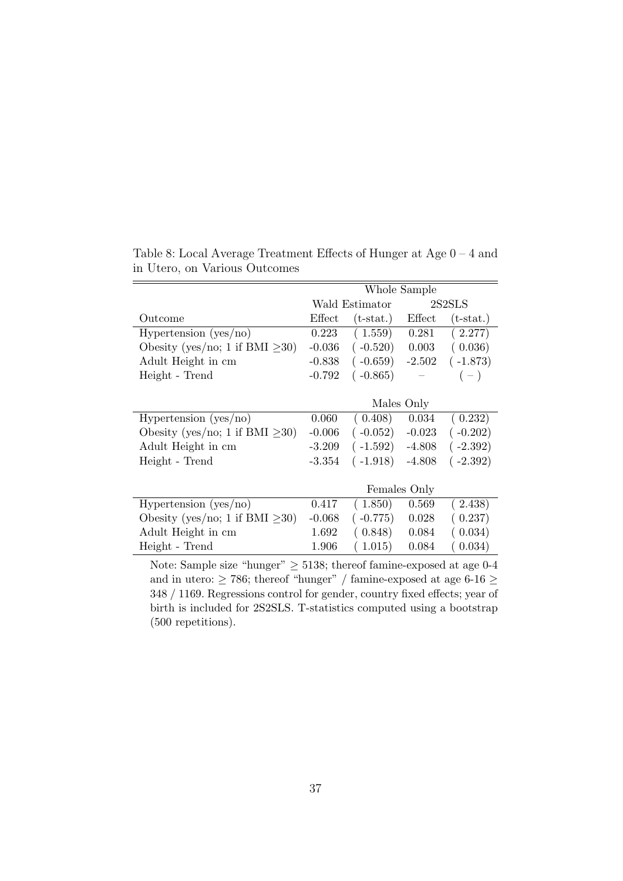Table 8: Local Average Treatment Effects of Hunger at Age 0 – 4 and in Utero, on Various Outcomes

| | Whole Sample | | | |
|---|---|---|---|---|
| | Wald Estimator | | 2S2SLS | |
| Outcome | Effect | (t-stat.) | Effect | (t-stat.) |
| Hypertension (yes/no) | 0.223 | ( 1.559) | 0.281 | ( 2.277) |
| Obesity (yes/no; 1 if BMI ≥30) | -0.036 | ( -0.520) | 0.003 | ( 0.036) |
| Adult Height in cm | -0.838 | ( -0.659) | -2.502 | ( -1.873) |
| Height - Trend | -0.792 | ( -0.865) | – | ( – ) |
| | Males Only | | | |
| Hypertension (yes/no) | 0.060 | ( 0.408) | 0.034 | ( 0.232) |
| Obesity (yes/no; 1 if BMI ≥30) | -0.006 | ( -0.052) | -0.023 | ( -0.202) |
| Adult Height in cm | -3.209 | ( -1.592) | -4.808 | ( -2.392) |
| Height - Trend | -3.354 | ( -1.918) | -4.808 | ( -2.392) |
| | Females Only | | | |
| Hypertension (yes/no) | 0.417 | ( 1.850) | 0.569 | ( 2.438) |
| Obesity (yes/no; 1 if BMI ≥30) | -0.068 | ( -0.775) | 0.028 | ( 0.237) |
| Adult Height in cm | 1.692 | ( 0.848) | 0.084 | ( 0.034) |
| Height - Trend | 1.906 | ( 1.015) | 0.084 | ( 0.034) |

Note: Sample size "hunger" $\geq$ 5138; thereof famine-exposed at age 0-4 and in utero: $\geq$ 786; thereof "hunger" / famine-exposed at age 6-16 $\geq$ 348 / 1169. Regressions control for gender, country fixed effects; year of birth is included for 2S2SLS. T-statistics computed using a bootstrap (500 repetitions).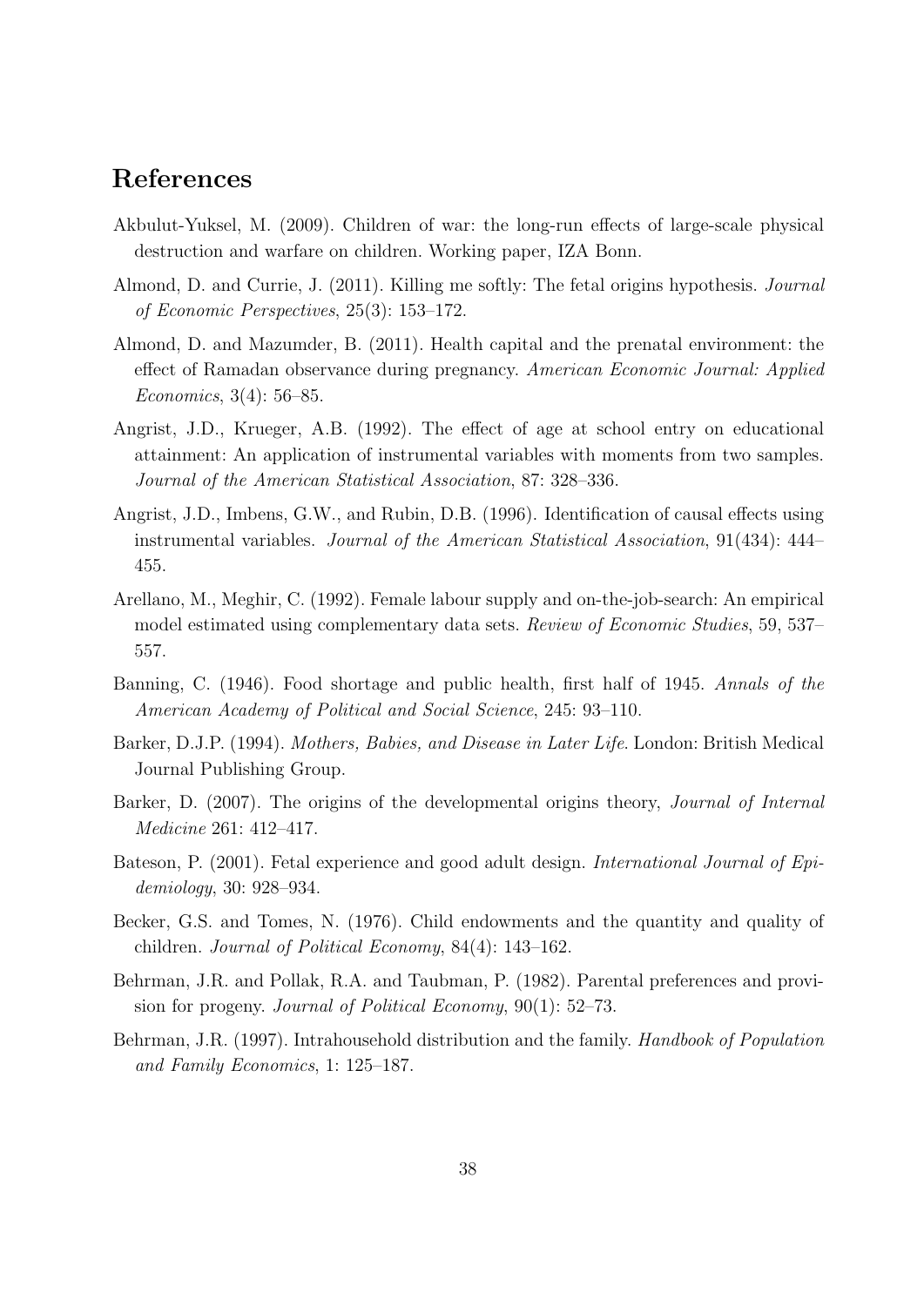# References

Akbulut-Yuksel, M. (2009). Children of war: the long-run effects of large-scale physical destruction and warfare on children. Working paper, IZA Bonn.

Almond, D. and Currie, J. (2011). Killing me softly: The fetal origins hypothesis. *Journal of Economic Perspectives*, 25(3): 153–172.

Almond, D. and Mazumder, B. (2011). Health capital and the prenatal environment: the effect of Ramadan observance during pregnancy. *American Economic Journal: Applied Economics*, 3(4): 56–85.

Angrist, J.D., Krueger, A.B. (1992). The effect of age at school entry on educational attainment: An application of instrumental variables with moments from two samples. *Journal of the American Statistical Association*, 87: 328–336.

Angrist, J.D., Imbens, G.W., and Rubin, D.B. (1996). Identification of causal effects using instrumental variables. *Journal of the American Statistical Association*, 91(434): 444–455.

Arellano, M., Meghir, C. (1992). Female labour supply and on-the-job-search: An empirical model estimated using complementary data sets. *Review of Economic Studies*, 59, 537–557.

Banning, C. (1946). Food shortage and public health, first half of 1945. *Annals of the American Academy of Political and Social Science*, 245: 93–110.

Barker, D.J.P. (1994). *Mothers, Babies, and Disease in Later Life*. London: British Medical Journal Publishing Group.

Barker, D. (2007). The origins of the developmental origins theory, *Journal of Internal Medicine* 261: 412–417.

Bateson, P. (2001). Fetal experience and good adult design. *International Journal of Epidemiology*, 30: 928–934.

Becker, G.S. and Tomes, N. (1976). Child endowments and the quantity and quality of children. *Journal of Political Economy*, 84(4): 143–162.

Behrman, J.R. and Pollak, R.A. and Taubman, P. (1982). Parental preferences and provision for progeny. *Journal of Political Economy*, 90(1): 52–73.

Behrman, J.R. (1997). Intrahousehold distribution and the family. *Handbook of Population and Family Economics*, 1: 125–187.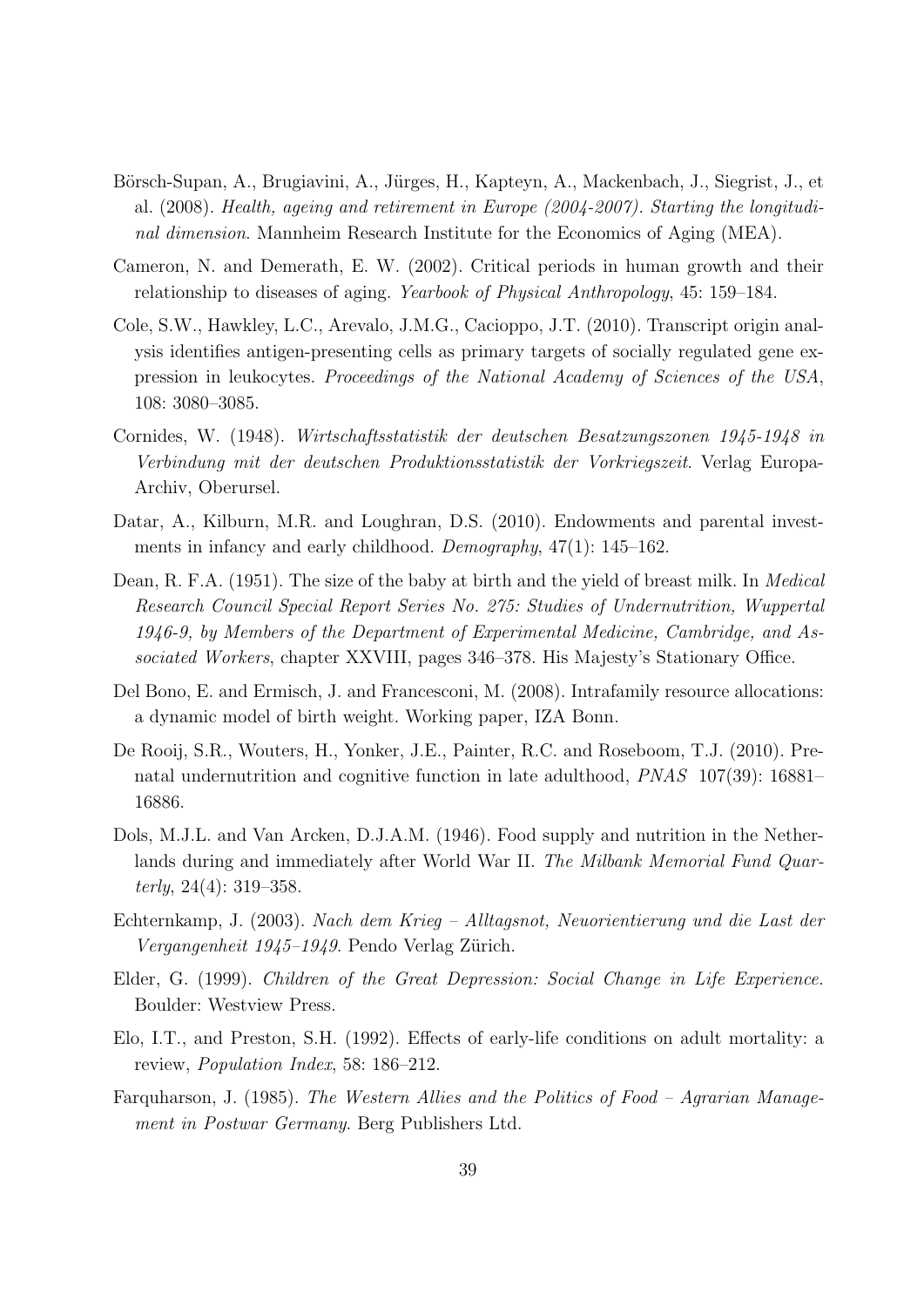Börsch-Supan, A., Brugiavini, A., Jürges, H., Kapteyn, A., Mackenbach, J., Siegrist, J., et al. (2008). *Health, ageing and retirement in Europe (2004-2007). Starting the longitudinal dimension*. Mannheim Research Institute for the Economics of Aging (MEA).

Cameron, N. and Demerath, E. W. (2002). Critical periods in human growth and their relationship to diseases of aging. *Yearbook of Physical Anthropology*, 45: 159–184.

Cole, S.W., Hawkley, L.C., Arevalo, J.M.G., Cacioppo, J.T. (2010). Transcript origin analysis identifies antigen-presenting cells as primary targets of socially regulated gene expression in leukocytes. *Proceedings of the National Academy of Sciences of the USA*, 108: 3080–3085.

Cornides, W. (1948). *Wirtschaftsstatistik der deutschen Besatzungszonen 1945-1948 in Verbindung mit der deutschen Produktionsstatistik der Vorkriegszeit*. Verlag Europa-Archiv, Oberursel.

Datar, A., Kilburn, M.R. and Loughran, D.S. (2010). Endowments and parental investments in infancy and early childhood. *Demography*, 47(1): 145–162.

Dean, R. F.A. (1951). The size of the baby at birth and the yield of breast milk. In *Medical Research Council Special Report Series No. 275: Studies of Undernutrition, Wuppertal 1946-9, by Members of the Department of Experimental Medicine, Cambridge, and Associated Workers*, chapter XXVIII, pages 346–378. His Majesty's Stationary Office.

Del Bono, E. and Ermisch, J. and Francesconi, M. (2008). Intrafamily resource allocations: a dynamic model of birth weight. Working paper, IZA Bonn.

De Rooij, S.R., Wouters, H., Yonker, J.E., Painter, R.C. and Roseboom, T.J. (2010). Prenatal undernutrition and cognitive function in late adulthood, *PNAS* 107(39): 16881–16886.

Dols, M.J.L. and Van Arcken, D.J.A.M. (1946). Food supply and nutrition in the Netherlands during and immediately after World War II. *The Milbank Memorial Fund Quarterly*, 24(4): 319–358.

Echternkamp, J. (2003). *Nach dem Krieg – Alltagsnot, Neuorientierung und die Last der Vergangenheit 1945–1949*. Pendo Verlag Zürich.

Elder, G. (1999). *Children of the Great Depression: Social Change in Life Experience.* Boulder: Westview Press.

Elo, I.T., and Preston, S.H. (1992). Effects of early-life conditions on adult mortality: a review, *Population Index*, 58: 186–212.

Farquharson, J. (1985). *The Western Allies and the Politics of Food – Agrarian Management in Postwar Germany.* Berg Publishers Ltd.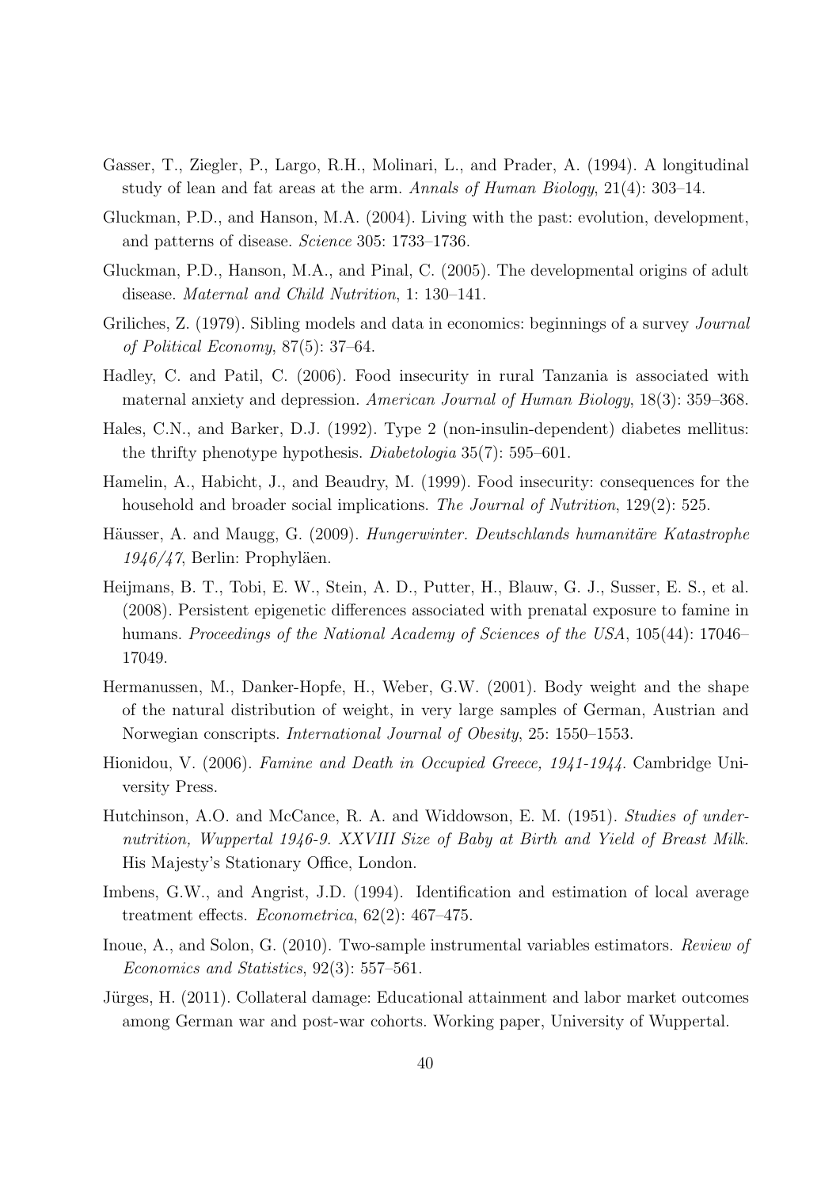Gasser, T., Ziegler, P., Largo, R.H., Molinari, L., and Prader, A. (1994). A longitudinal study of lean and fat areas at the arm. *Annals of Human Biology*, 21(4): 303–14.

Gluckman, P.D., and Hanson, M.A. (2004). Living with the past: evolution, development, and patterns of disease. *Science* 305: 1733–1736.

Gluckman, P.D., Hanson, M.A., and Pinal, C. (2005). The developmental origins of adult disease. *Maternal and Child Nutrition*, 1: 130–141.

Griliches, Z. (1979). Sibling models and data in economics: beginnings of a survey *Journal of Political Economy*, 87(5): 37–64.

Hadley, C. and Patil, C. (2006). Food insecurity in rural Tanzania is associated with maternal anxiety and depression. *American Journal of Human Biology*, 18(3): 359–368.

Hales, C.N., and Barker, D.J. (1992). Type 2 (non-insulin-dependent) diabetes mellitus: the thrifty phenotype hypothesis. *Diabetologia* 35(7): 595–601.

Hamelin, A., Habicht, J., and Beaudry, M. (1999). Food insecurity: consequences for the household and broader social implications. *The Journal of Nutrition*, 129(2): 525.

Häusser, A. and Maugg, G. (2009). *Hungerwinter. Deutschlands humanitäre Katastrophe 1946/47*, Berlin: Prophyläen.

Heijmans, B. T., Tobi, E. W., Stein, A. D., Putter, H., Blauw, G. J., Susser, E. S., et al. (2008). Persistent epigenetic differences associated with prenatal exposure to famine in humans. *Proceedings of the National Academy of Sciences of the USA*, 105(44): 17046–17049.

Hermanussen, M., Danker-Hopfe, H., Weber, G.W. (2001). Body weight and the shape of the natural distribution of weight, in very large samples of German, Austrian and Norwegian conscripts. *International Journal of Obesity*, 25: 1550–1553.

Hionidou, V. (2006). *Famine and Death in Occupied Greece, 1941-1944*. Cambridge University Press.

Hutchinson, A.O. and McCance, R. A. and Widdowson, E. M. (1951). *Studies of undernutrition, Wuppertal 1946-9. XXVIII Size of Baby at Birth and Yield of Breast Milk.* His Majesty's Stationary Office, London.

Imbens, G.W., and Angrist, J.D. (1994). Identification and estimation of local average treatment effects. *Econometrica*, 62(2): 467–475.

Inoue, A., and Solon, G. (2010). Two-sample instrumental variables estimators. *Review of Economics and Statistics*, 92(3): 557–561.

Jürges, H. (2011). Collateral damage: Educational attainment and labor market outcomes among German war and post-war cohorts. Working paper, University of Wuppertal.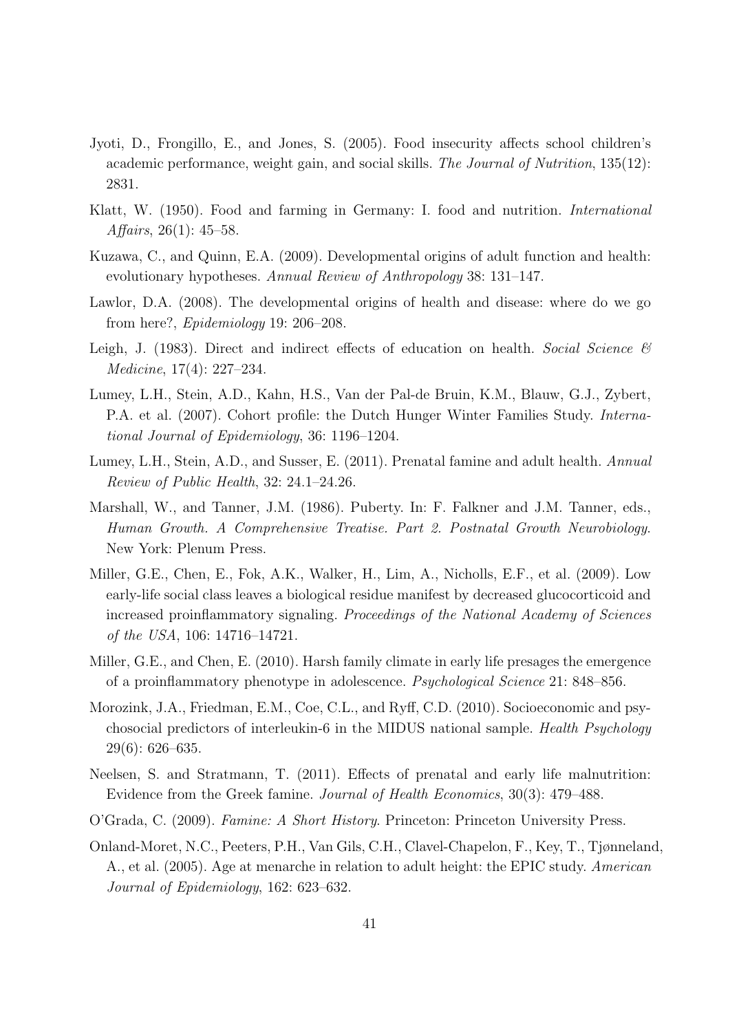Jyoti, D., Frongillo, E., and Jones, S. (2005). Food insecurity affects school children's academic performance, weight gain, and social skills. *The Journal of Nutrition*, 135(12): 2831.

Klatt, W. (1950). Food and farming in Germany: I. food and nutrition. *International Affairs*, 26(1): 45–58.

Kuzawa, C., and Quinn, E.A. (2009). Developmental origins of adult function and health: evolutionary hypotheses. *Annual Review of Anthropology* 38: 131–147.

Lawlor, D.A. (2008). The developmental origins of health and disease: where do we go from here?, *Epidemiology* 19: 206–208.

Leigh, J. (1983). Direct and indirect effects of education on health. *Social Science & Medicine*, 17(4): 227–234.

Lumey, L.H., Stein, A.D., Kahn, H.S., Van der Pal-de Bruin, K.M., Blauw, G.J., Zybert, P.A. et al. (2007). Cohort profile: the Dutch Hunger Winter Families Study. *International Journal of Epidemiology*, 36: 1196–1204.

Lumey, L.H., Stein, A.D., and Susser, E. (2011). Prenatal famine and adult health. *Annual Review of Public Health*, 32: 24.1–24.26.

Marshall, W., and Tanner, J.M. (1986). Puberty. In: F. Falkner and J.M. Tanner, eds., *Human Growth. A Comprehensive Treatise. Part 2. Postnatal Growth Neurobiology*. New York: Plenum Press.

Miller, G.E., Chen, E., Fok, A.K., Walker, H., Lim, A., Nicholls, E.F., et al. (2009). Low early-life social class leaves a biological residue manifest by decreased glucocorticoid and increased proinflammatory signaling. *Proceedings of the National Academy of Sciences of the USA*, 106: 14716–14721.

Miller, G.E., and Chen, E. (2010). Harsh family climate in early life presages the emergence of a proinflammatory phenotype in adolescence. *Psychological Science* 21: 848–856.

Morozink, J.A., Friedman, E.M., Coe, C.L., and Ryff, C.D. (2010). Socioeconomic and psychosocial predictors of interleukin-6 in the MIDUS national sample. *Health Psychology* 29(6): 626–635.

Neelsen, S. and Stratmann, T. (2011). Effects of prenatal and early life malnutrition: Evidence from the Greek famine. *Journal of Health Economics*, 30(3): 479–488.

O'Grada, C. (2009). *Famine: A Short History*. Princeton: Princeton University Press.

Onland-Moret, N.C., Peeters, P.H., Van Gils, C.H., Clavel-Chapelon, F., Key, T., Tjønneland, A., et al. (2005). Age at menarche in relation to adult height: the EPIC study. *American Journal of Epidemiology*, 162: 623–632.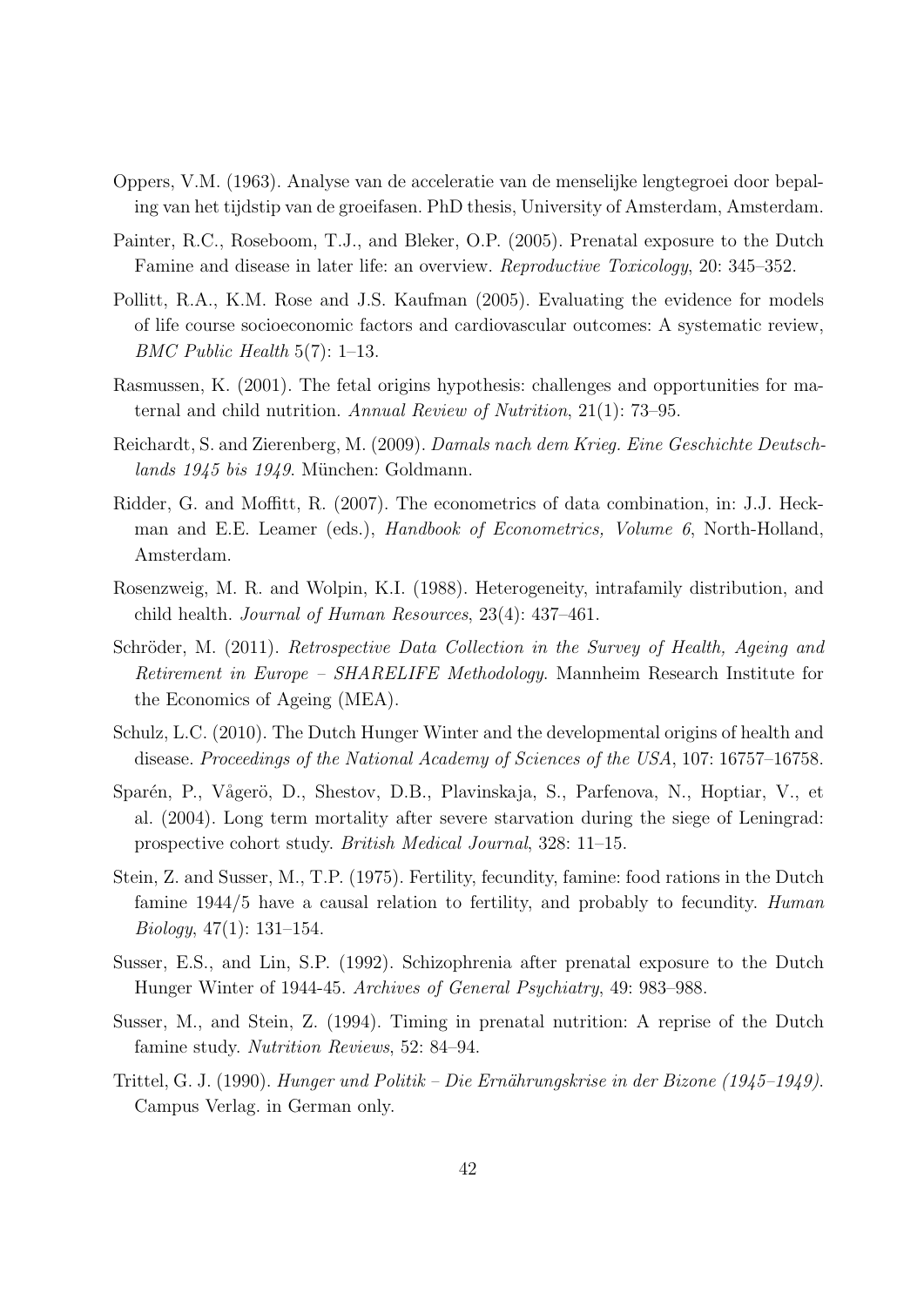Oppers, V.M. (1963). Analyse van de acceleratie van de menselijke lengtegroei door bepaling van het tijdstip van de groeifasen. PhD thesis, University of Amsterdam, Amsterdam.

Painter, R.C., Roseboom, T.J., and Bleker, O.P. (2005). Prenatal exposure to the Dutch Famine and disease in later life: an overview. *Reproductive Toxicology*, 20: 345–352.

Pollitt, R.A., K.M. Rose and J.S. Kaufman (2005). Evaluating the evidence for models of life course socioeconomic factors and cardiovascular outcomes: A systematic review, *BMC Public Health* 5(7): 1–13.

Rasmussen, K. (2001). The fetal origins hypothesis: challenges and opportunities for maternal and child nutrition. *Annual Review of Nutrition*, 21(1): 73–95.

Reichardt, S. and Zierenberg, M. (2009). *Damals nach dem Krieg. Eine Geschichte Deutschlands 1945 bis 1949*. München: Goldmann.

Ridder, G. and Moffitt, R. (2007). The econometrics of data combination, in: J.J. Heckman and E.E. Leamer (eds.), *Handbook of Econometrics, Volume 6*, North-Holland, Amsterdam.

Rosenzweig, M. R. and Wolpin, K.I. (1988). Heterogeneity, intrafamily distribution, and child health. *Journal of Human Resources*, 23(4): 437–461.

Schröder, M. (2011). *Retrospective Data Collection in the Survey of Health, Ageing and Retirement in Europe – SHARELIFE Methodology*. Mannheim Research Institute for the Economics of Ageing (MEA).

Schulz, L.C. (2010). The Dutch Hunger Winter and the developmental origins of health and disease. *Proceedings of the National Academy of Sciences of the USA*, 107: 16757–16758.

Sparén, P., Vågerö, D., Shestov, D.B., Plavinskaja, S., Parfenova, N., Hoptiar, V., et al. (2004). Long term mortality after severe starvation during the siege of Leningrad: prospective cohort study. *British Medical Journal*, 328: 11–15.

Stein, Z. and Susser, M., T.P. (1975). Fertility, fecundity, famine: food rations in the Dutch famine 1944/5 have a causal relation to fertility, and probably to fecundity. *Human Biology*, 47(1): 131–154.

Susser, E.S., and Lin, S.P. (1992). Schizophrenia after prenatal exposure to the Dutch Hunger Winter of 1944-45. *Archives of General Psychiatry*, 49: 983–988.

Susser, M., and Stein, Z. (1994). Timing in prenatal nutrition: A reprise of the Dutch famine study. *Nutrition Reviews*, 52: 84–94.

Trittel, G. J. (1990). *Hunger und Politik – Die Ernährungskrise in der Bizone (1945–1949)*. Campus Verlag. in German only.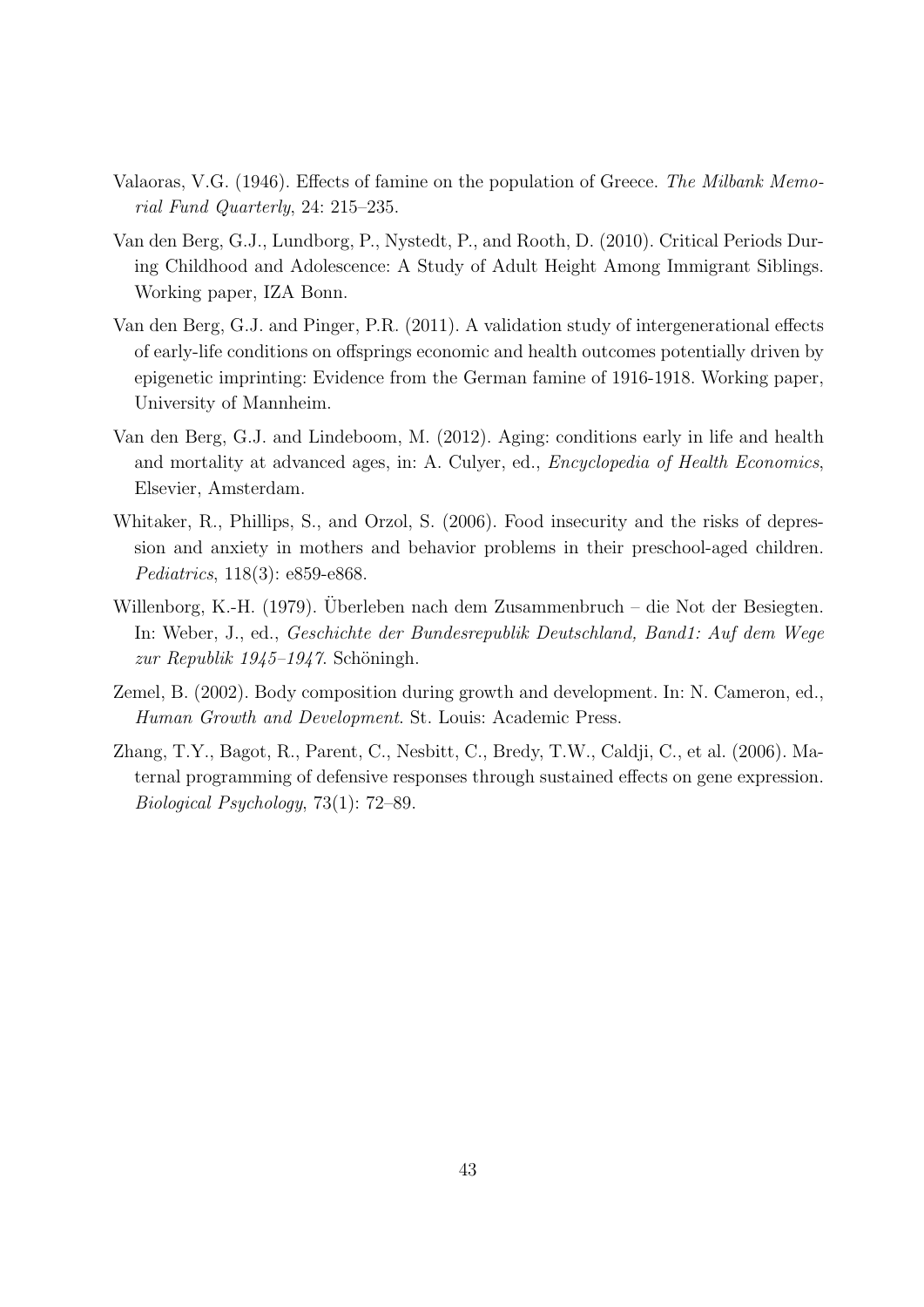Valaoras, V.G. (1946). Effects of famine on the population of Greece. *The Milbank Memorial Fund Quarterly*, 24: 215–235.

Van den Berg, G.J., Lundborg, P., Nystedt, P., and Rooth, D. (2010). Critical Periods During Childhood and Adolescence: A Study of Adult Height Among Immigrant Siblings. Working paper, IZA Bonn.

Van den Berg, G.J. and Pinger, P.R. (2011). A validation study of intergenerational effects of early-life conditions on offsprings economic and health outcomes potentially driven by epigenetic imprinting: Evidence from the German famine of 1916-1918. Working paper, University of Mannheim.

Van den Berg, G.J. and Lindeboom, M. (2012). Aging: conditions early in life and health and mortality at advanced ages, in: A. Culyer, ed., *Encyclopedia of Health Economics*, Elsevier, Amsterdam.

Whitaker, R., Phillips, S., and Orzol, S. (2006). Food insecurity and the risks of depression and anxiety in mothers and behavior problems in their preschool-aged children. *Pediatrics*, 118(3): e859-e868.

Willenborg, K.-H. (1979). Überleben nach dem Zusammenbruch – die Not der Besiegten. In: Weber, J., ed., *Geschichte der Bundesrepublik Deutschland, Band1: Auf dem Wege zur Republik 1945–1947*. Schöningh.

Zemel, B. (2002). Body composition during growth and development. In: N. Cameron, ed., *Human Growth and Development*. St. Louis: Academic Press.

Zhang, T.Y., Bagot, R., Parent, C., Nesbitt, C., Bredy, T.W., Caldji, C., et al. (2006). Maternal programming of defensive responses through sustained effects on gene expression. *Biological Psychology*, 73(1): 72–89.